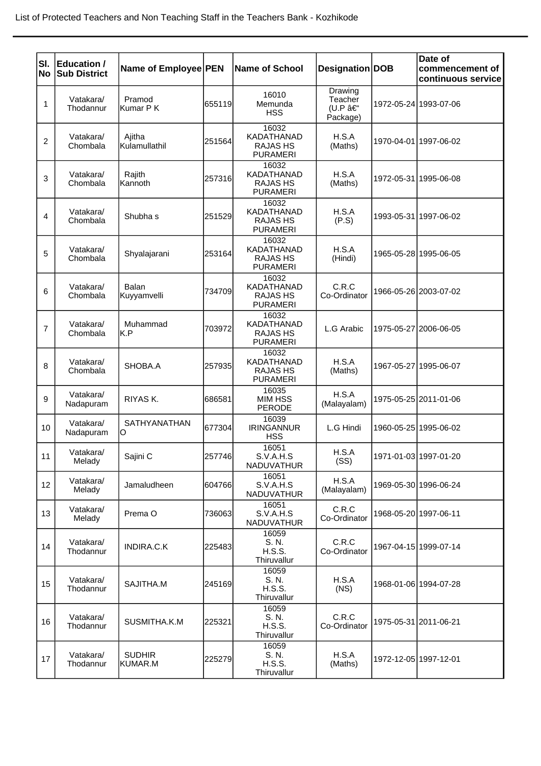List of Protected Teachers and Non Teaching Staff in the Teachers Bank - Kozhikode

| Sl. No | Education / Sub District | Name of Employee | PEN | Name of School | Designation | DOB | Date of commencement of continuous service |
|---|---|---|---|---|---|---|---|
| 1 | Vatakara/ Thodannur | Pramod Kumar P K | 655119 | 16010 Memunda HSS | Drawing Teacher (U.P â€“ Package) | 1972-05-24 | 1993-07-06 |
| 2 | Vatakara/ Chombala | Ajitha Kulamullathil | 251564 | 16032 KADATHANAD RAJAS HS PURAMERI | H.S.A (Maths) | 1970-04-01 | 1997-06-02 |
| 3 | Vatakara/ Chombala | Rajith Kannoth | 257316 | 16032 KADATHANAD RAJAS HS PURAMERI | H.S.A (Maths) | 1972-05-31 | 1995-06-08 |
| 4 | Vatakara/ Chombala | Shubha s | 251529 | 16032 KADATHANAD RAJAS HS PURAMERI | H.S.A (P.S) | 1993-05-31 | 1997-06-02 |
| 5 | Vatakara/ Chombala | Shyalajarani | 253164 | 16032 KADATHANAD RAJAS HS PURAMERI | H.S.A (Hindi) | 1965-05-28 | 1995-06-05 |
| 6 | Vatakara/ Chombala | Balan Kuyyamvelli | 734709 | 16032 KADATHANAD RAJAS HS PURAMERI | C.R.C Co-Ordinator | 1966-05-26 | 2003-07-02 |
| 7 | Vatakara/ Chombala | Muhammad K.P | 703972 | 16032 KADATHANAD RAJAS HS PURAMERI | L.G Arabic | 1975-05-27 | 2006-06-05 |
| 8 | Vatakara/ Chombala | SHOBA.A | 257935 | 16032 KADATHANAD RAJAS HS PURAMERI | H.S.A (Maths) | 1967-05-27 | 1995-06-07 |
| 9 | Vatakara/ Nadapuram | RIYAS K. | 686581 | 16035 MIM HSS PERODE | H.S.A (Malayalam) | 1975-05-25 | 2011-01-06 |
| 10 | Vatakara/ Nadapuram | SATHYANATHAN O | 677304 | 16039 IRINGANNUR HSS | L.G Hindi | 1960-05-25 | 1995-06-02 |
| 11 | Vatakara/ Melady | Sajini C | 257746 | 16051 S.V.A.H.S NADUVATHUR | H.S.A (SS) | 1971-01-03 | 1997-01-20 |
| 12 | Vatakara/ Melady | Jamaludheen | 604766 | 16051 S.V.A.H.S NADUVATHUR | H.S.A (Malayalam) | 1969-05-30 | 1996-06-24 |
| 13 | Vatakara/ Melady | Prema O | 736063 | 16051 S.V.A.H.S NADUVATHUR | C.R.C Co-Ordinator | 1968-05-20 | 1997-06-11 |
| 14 | Vatakara/ Thodannur | INDIRA.C.K | 225483 | 16059 S. N. H.S.S. Thiruvallur | C.R.C Co-Ordinator | 1967-04-15 | 1999-07-14 |
| 15 | Vatakara/ Thodannur | SAJITHA.M | 245169 | 16059 S. N. H.S.S. Thiruvallur | H.S.A (NS) | 1968-01-06 | 1994-07-28 |
| 16 | Vatakara/ Thodannur | SUSMITHA.K.M | 225321 | 16059 S. N. H.S.S. Thiruvallur | C.R.C Co-Ordinator | 1975-05-31 | 2011-06-21 |
| 17 | Vatakara/ Thodannur | SUDHIR KUMAR.M | 225279 | 16059 S. N. H.S.S. Thiruvallur | H.S.A (Maths) | 1972-12-05 | 1997-12-01 |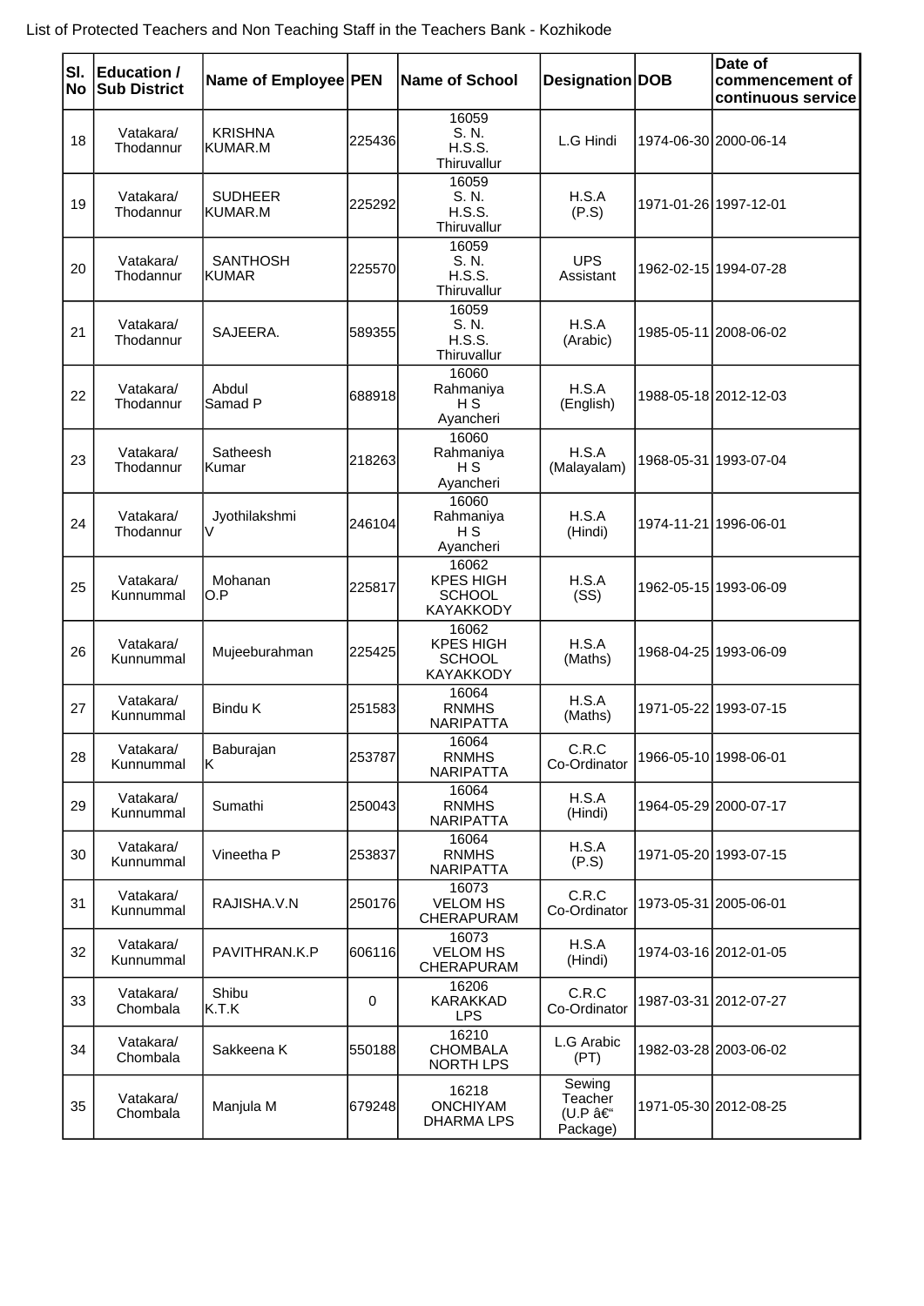List of Protected Teachers and Non Teaching Staff in the Teachers Bank - Kozhikode

| Sl. No | Education / Sub District | Name of Employee | PEN | Name of School | Designation | DOB | Date of commencement of continuous service |
|---|---|---|---|---|---|---|---|
| 18 | Vatakara/ Thodannur | KRISHNA KUMAR.M | 225436 | 16059 S. N. H.S.S. Thiruvallur | L.G Hindi | 1974-06-30 | 2000-06-14 |
| 19 | Vatakara/ Thodannur | SUDHEER KUMAR.M | 225292 | 16059 S. N. H.S.S. Thiruvallur | H.S.A (P.S) | 1971-01-26 | 1997-12-01 |
| 20 | Vatakara/ Thodannur | SANTHOSH KUMAR | 225570 | 16059 S. N. H.S.S. Thiruvallur | UPS Assistant | 1962-02-15 | 1994-07-28 |
| 21 | Vatakara/ Thodannur | SAJEERA. | 589355 | 16059 S. N. H.S.S. Thiruvallur | H.S.A (Arabic) | 1985-05-11 | 2008-06-02 |
| 22 | Vatakara/ Thodannur | Abdul Samad P | 688918 | 16060 Rahmaniya H S Ayancheri | H.S.A (English) | 1988-05-18 | 2012-12-03 |
| 23 | Vatakara/ Thodannur | Satheesh Kumar | 218263 | 16060 Rahmaniya H S Ayancheri | H.S.A (Malayalam) | 1968-05-31 | 1993-07-04 |
| 24 | Vatakara/ Thodannur | Jyothilakshmi V | 246104 | 16060 Rahmaniya H S Ayancheri | H.S.A (Hindi) | 1974-11-21 | 1996-06-01 |
| 25 | Vatakara/ Kunnummal | Mohanan O.P | 225817 | 16062 KPES HIGH SCHOOL KAYAKKODY | H.S.A (SS) | 1962-05-15 | 1993-06-09 |
| 26 | Vatakara/ Kunnummal | Mujeeburahman | 225425 | 16062 KPES HIGH SCHOOL KAYAKKODY | H.S.A (Maths) | 1968-04-25 | 1993-06-09 |
| 27 | Vatakara/ Kunnummal | Bindu K | 251583 | 16064 RNMHS NARIPATTA | H.S.A (Maths) | 1971-05-22 | 1993-07-15 |
| 28 | Vatakara/ Kunnummal | Baburajan K | 253787 | 16064 RNMHS NARIPATTA | C.R.C Co-Ordinator | 1966-05-10 | 1998-06-01 |
| 29 | Vatakara/ Kunnummal | Sumathi | 250043 | 16064 RNMHS NARIPATTA | H.S.A (Hindi) | 1964-05-29 | 2000-07-17 |
| 30 | Vatakara/ Kunnummal | Vineetha P | 253837 | 16064 RNMHS NARIPATTA | H.S.A (P.S) | 1971-05-20 | 1993-07-15 |
| 31 | Vatakara/ Kunnummal | RAJISHA.V.N | 250176 | 16073 VELOM HS CHERAPURAM | C.R.C Co-Ordinator | 1973-05-31 | 2005-06-01 |
| 32 | Vatakara/ Kunnummal | PAVITHRAN.K.P | 606116 | 16073 VELOM HS CHERAPURAM | H.S.A (Hindi) | 1974-03-16 | 2012-01-05 |
| 33 | Vatakara/ Chombala | Shibu K.T.K | 0 | 16206 KARAKKAD LPS | C.R.C Co-Ordinator | 1987-03-31 | 2012-07-27 |
| 34 | Vatakara/ Chombala | Sakkeena K | 550188 | 16210 CHOMBALA NORTH LPS | L.G Arabic (PT) | 1982-03-28 | 2003-06-02 |
| 35 | Vatakara/ Chombala | Manjula M | 679248 | 16218 ONCHIYAM DHARMA LPS | Sewing Teacher (U.P â€“ Package) | 1971-05-30 | 2012-08-25 |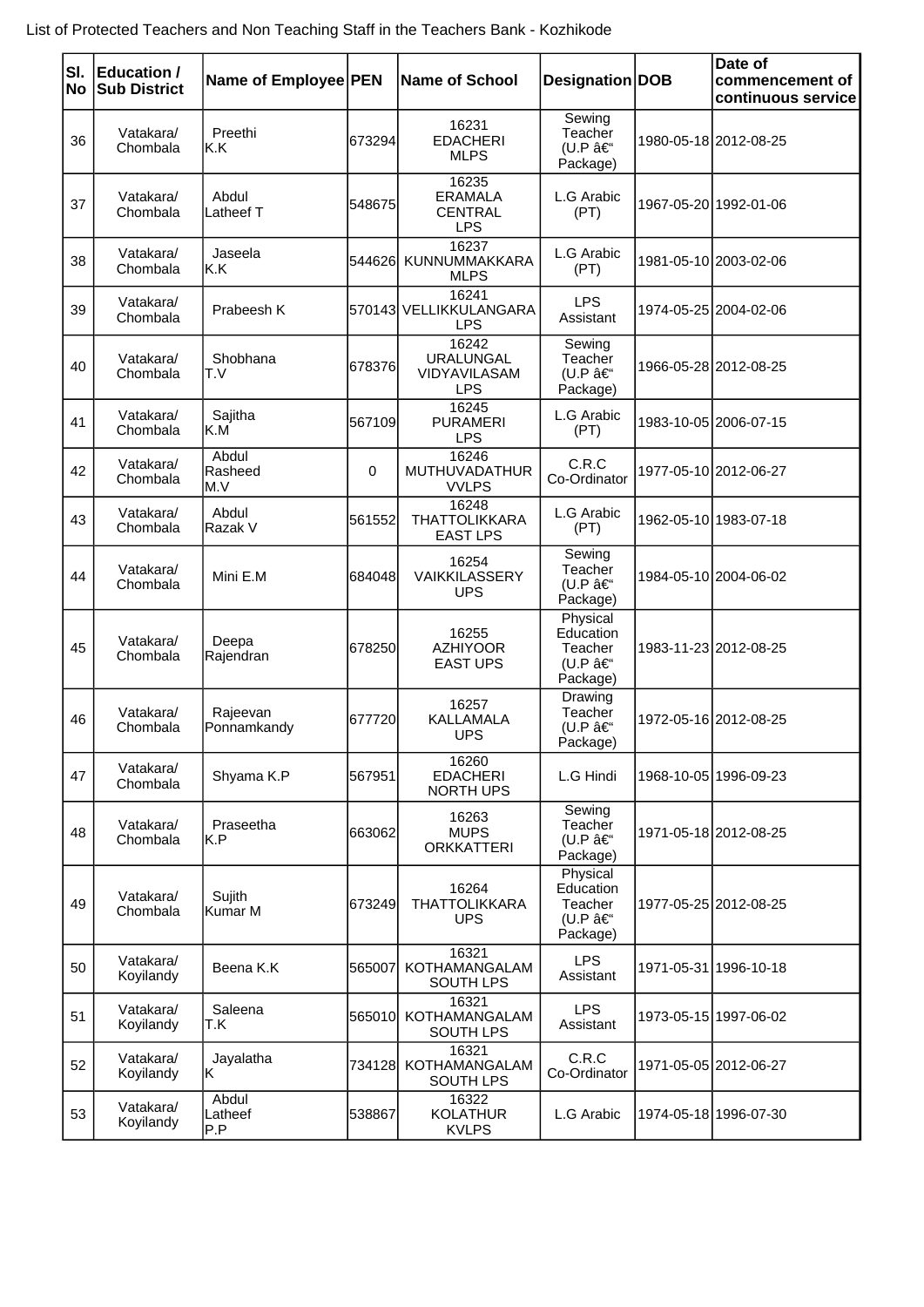List of Protected Teachers and Non Teaching Staff in the Teachers Bank - Kozhikode

| Sl. No | Education / Sub District | Name of Employee | PEN | Name of School | Designation | DOB | Date of commencement of continuous service |
|---|---|---|---|---|---|---|---|
| 36 | Vatakara/ Chombala | Preethi K.K | 673294 | 16231 EDACHERI MLPS | Sewing Teacher (U.P â€“ Package) | 1980-05-18 | 2012-08-25 |
| 37 | Vatakara/ Chombala | Abdul Latheef T | 548675 | 16235 ERAMALA CENTRAL LPS | L.G Arabic (PT) | 1967-05-20 | 1992-01-06 |
| 38 | Vatakara/ Chombala | Jaseela K.K | 544626 | 16237 KUNNUMMAKKARA MLPS | L.G Arabic (PT) | 1981-05-10 | 2003-02-06 |
| 39 | Vatakara/ Chombala | Prabeesh K | 570143 | 16241 VELLIKKULANGARA LPS | LPS Assistant | 1974-05-25 | 2004-02-06 |
| 40 | Vatakara/ Chombala | Shobhana T.V | 678376 | 16242 URALUNGAL VIDYAVILASAM LPS | Sewing Teacher (U.P â€“ Package) | 1966-05-28 | 2012-08-25 |
| 41 | Vatakara/ Chombala | Sajitha K.M | 567109 | 16245 PURAMERI LPS | L.G Arabic (PT) | 1983-10-05 | 2006-07-15 |
| 42 | Vatakara/ Chombala | Abdul Rasheed M.V | 0 | 16246 MUTHUVADATHUR VVLPS | C.R.C Co-Ordinator | 1977-05-10 | 2012-06-27 |
| 43 | Vatakara/ Chombala | Abdul Razak V | 561552 | 16248 THATTOLIKKARA EAST LPS | L.G Arabic (PT) | 1962-05-10 | 1983-07-18 |
| 44 | Vatakara/ Chombala | Mini E.M | 684048 | 16254 VAIKKILASSERY UPS | Sewing Teacher (U.P â€“ Package) | 1984-05-10 | 2004-06-02 |
| 45 | Vatakara/ Chombala | Deepa Rajendran | 678250 | 16255 AZHIYOOR EAST UPS | Physical Education Teacher (U.P â€“ Package) | 1983-11-23 | 2012-08-25 |
| 46 | Vatakara/ Chombala | Rajeevan Ponnamkandy | 677720 | 16257 KALLAMALA UPS | Drawing Teacher (U.P â€“ Package) | 1972-05-16 | 2012-08-25 |
| 47 | Vatakara/ Chombala | Shyama K.P | 567951 | 16260 EDACHERI NORTH UPS | L.G Hindi | 1968-10-05 | 1996-09-23 |
| 48 | Vatakara/ Chombala | Praseetha K.P | 663062 | 16263 MUPS ORKKATTERI | Sewing Teacher (U.P â€“ Package) | 1971-05-18 | 2012-08-25 |
| 49 | Vatakara/ Chombala | Sujith Kumar M | 673249 | 16264 THATTOLIKKARA UPS | Physical Education Teacher (U.P â€“ Package) | 1977-05-25 | 2012-08-25 |
| 50 | Vatakara/ Koyilandy | Beena K.K | 565007 | 16321 KOTHAMANGALAM SOUTH LPS | LPS Assistant | 1971-05-31 | 1996-10-18 |
| 51 | Vatakara/ Koyilandy | Saleena T.K | 565010 | 16321 KOTHAMANGALAM SOUTH LPS | LPS Assistant | 1973-05-15 | 1997-06-02 |
| 52 | Vatakara/ Koyilandy | Jayalatha K | 734128 | 16321 KOTHAMANGALAM SOUTH LPS | C.R.C Co-Ordinator | 1971-05-05 | 2012-06-27 |
| 53 | Vatakara/ Koyilandy | Abdul Latheef P.P | 538867 | 16322 KOLATHUR KVLPS | L.G Arabic | 1974-05-18 | 1996-07-30 |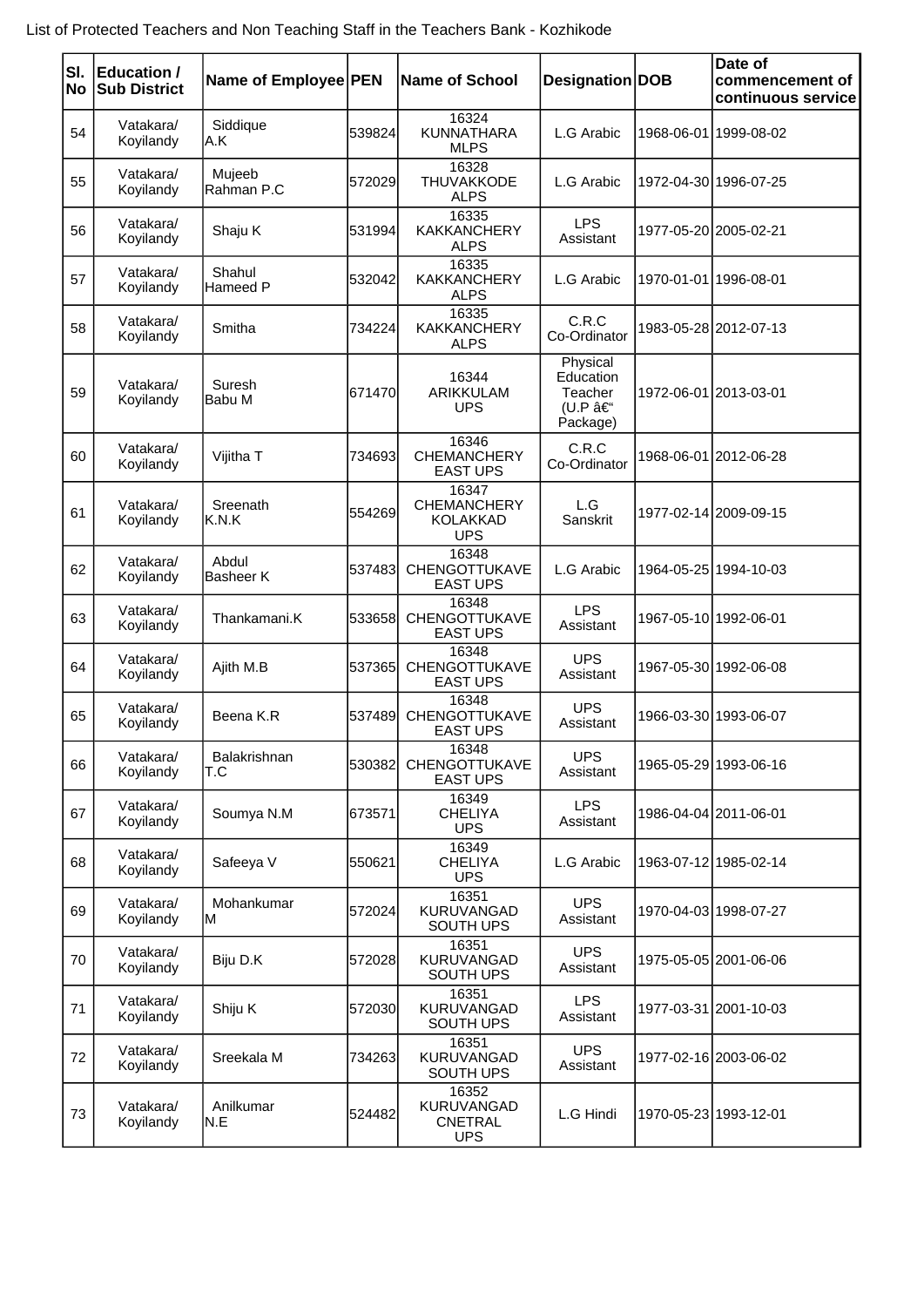List of Protected Teachers and Non Teaching Staff in the Teachers Bank - Kozhikode

| Sl. No | Education / Sub District | Name of Employee | PEN | Name of School | Designation | DOB | Date of commencement of continuous service |
|---|---|---|---|---|---|---|---|
| 54 | Vatakara/ Koyilandy | Siddique A.K | 539824 | 16324 KUNNATHARA MLPS | L.G Arabic | 1968-06-01 | 1999-08-02 |
| 55 | Vatakara/ Koyilandy | Mujeeb Rahman P.C | 572029 | 16328 THUVAKKODE ALPS | L.G Arabic | 1972-04-30 | 1996-07-25 |
| 56 | Vatakara/ Koyilandy | Shaju K | 531994 | 16335 KAKKANCHERY ALPS | LPS Assistant | 1977-05-20 | 2005-02-21 |
| 57 | Vatakara/ Koyilandy | Shahul Hameed P | 532042 | 16335 KAKKANCHERY ALPS | L.G Arabic | 1970-01-01 | 1996-08-01 |
| 58 | Vatakara/ Koyilandy | Smitha | 734224 | 16335 KAKKANCHERY ALPS | C.R.C Co-Ordinator | 1983-05-28 | 2012-07-13 |
| 59 | Vatakara/ Koyilandy | Suresh Babu M | 671470 | 16344 ARIKKULAM UPS | Physical Education Teacher (U.P â€" Package) | 1972-06-01 | 2013-03-01 |
| 60 | Vatakara/ Koyilandy | Vijitha T | 734693 | 16346 CHEMANCHERY EAST UPS | C.R.C Co-Ordinator | 1968-06-01 | 2012-06-28 |
| 61 | Vatakara/ Koyilandy | Sreenath K.N.K | 554269 | 16347 CHEMANCHERY KOLAKKAD UPS | L.G Sanskrit | 1977-02-14 | 2009-09-15 |
| 62 | Vatakara/ Koyilandy | Abdul Basheer K | 537483 | 16348 CHENGOTTUKAVE EAST UPS | L.G Arabic | 1964-05-25 | 1994-10-03 |
| 63 | Vatakara/ Koyilandy | Thankamani.K | 533658 | 16348 CHENGOTTUKAVE EAST UPS | LPS Assistant | 1967-05-10 | 1992-06-01 |
| 64 | Vatakara/ Koyilandy | Ajith M.B | 537365 | 16348 CHENGOTTUKAVE EAST UPS | UPS Assistant | 1967-05-30 | 1992-06-08 |
| 65 | Vatakara/ Koyilandy | Beena K.R | 537489 | 16348 CHENGOTTUKAVE EAST UPS | UPS Assistant | 1966-03-30 | 1993-06-07 |
| 66 | Vatakara/ Koyilandy | Balakrishnan T.C | 530382 | 16348 CHENGOTTUKAVE EAST UPS | UPS Assistant | 1965-05-29 | 1993-06-16 |
| 67 | Vatakara/ Koyilandy | Soumya N.M | 673571 | 16349 CHELIYA UPS | LPS Assistant | 1986-04-04 | 2011-06-01 |
| 68 | Vatakara/ Koyilandy | Safeeya V | 550621 | 16349 CHELIYA UPS | L.G Arabic | 1963-07-12 | 1985-02-14 |
| 69 | Vatakara/ Koyilandy | Mohankumar M | 572024 | 16351 KURUVANGAD SOUTH UPS | UPS Assistant | 1970-04-03 | 1998-07-27 |
| 70 | Vatakara/ Koyilandy | Biju D.K | 572028 | 16351 KURUVANGAD SOUTH UPS | UPS Assistant | 1975-05-05 | 2001-06-06 |
| 71 | Vatakara/ Koyilandy | Shiju K | 572030 | 16351 KURUVANGAD SOUTH UPS | LPS Assistant | 1977-03-31 | 2001-10-03 |
| 72 | Vatakara/ Koyilandy | Sreekala M | 734263 | 16351 KURUVANGAD SOUTH UPS | UPS Assistant | 1977-02-16 | 2003-06-02 |
| 73 | Vatakara/ Koyilandy | Anilkumar N.E | 524482 | 16352 KURUVANGAD CNETRAL UPS | L.G Hindi | 1970-05-23 | 1993-12-01 |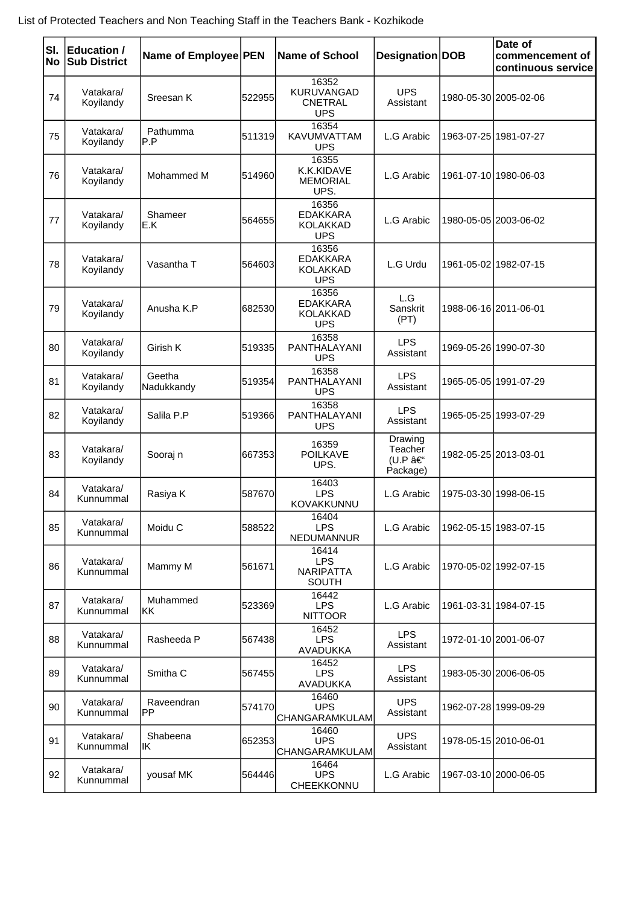List of Protected Teachers and Non Teaching Staff in the Teachers Bank - Kozhikode

| Sl. No | Education / Sub District | Name of Employee | PEN | Name of School | Designation | DOB | Date of commencement of continuous service |
|---|---|---|---|---|---|---|---|
| 74 | Vatakara/ Koyilandy | Sreesan K | 522955 | 16352 KURUVANGAD CNETRAL UPS | UPS Assistant | 1980-05-30 | 2005-02-06 |
| 75 | Vatakara/ Koyilandy | Pathumma P.P | 511319 | 16354 KAVUMVATTAM UPS | L.G Arabic | 1963-07-25 | 1981-07-27 |
| 76 | Vatakara/ Koyilandy | Mohammed M | 514960 | 16355 K.K.KIDAVE MEMORIAL UPS. | L.G Arabic | 1961-07-10 | 1980-06-03 |
| 77 | Vatakara/ Koyilandy | Shameer E.K | 564655 | 16356 EDAKKARA KOLAKKAD UPS | L.G Arabic | 1980-05-05 | 2003-06-02 |
| 78 | Vatakara/ Koyilandy | Vasantha T | 564603 | 16356 EDAKKARA KOLAKKAD UPS | L.G Urdu | 1961-05-02 | 1982-07-15 |
| 79 | Vatakara/ Koyilandy | Anusha K.P | 682530 | 16356 EDAKKARA KOLAKKAD UPS | L.G Sanskrit (PT) | 1988-06-16 | 2011-06-01 |
| 80 | Vatakara/ Koyilandy | Girish K | 519335 | 16358 PANTHALAYANI UPS | LPS Assistant | 1969-05-26 | 1990-07-30 |
| 81 | Vatakara/ Koyilandy | Geetha Nadukkandy | 519354 | 16358 PANTHALAYANI UPS | LPS Assistant | 1965-05-05 | 1991-07-29 |
| 82 | Vatakara/ Koyilandy | Salila P.P | 519366 | 16358 PANTHALAYANI UPS | LPS Assistant | 1965-05-25 | 1993-07-29 |
| 83 | Vatakara/ Koyilandy | Sooraj n | 667353 | 16359 POILKAVE UPS. | Drawing Teacher (U.P â€" Package) | 1982-05-25 | 2013-03-01 |
| 84 | Vatakara/ Kunnummal | Rasiya K | 587670 | 16403 LPS KOVAKKUNNU | L.G Arabic | 1975-03-30 | 1998-06-15 |
| 85 | Vatakara/ Kunnummal | Moidu C | 588522 | 16404 LPS NEDUMANNUR | L.G Arabic | 1962-05-15 | 1983-07-15 |
| 86 | Vatakara/ Kunnummal | Mammy M | 561671 | 16414 LPS NARIPATTA SOUTH | L.G Arabic | 1970-05-02 | 1992-07-15 |
| 87 | Vatakara/ Kunnummal | Muhammed KK | 523369 | 16442 LPS NITTOOR | L.G Arabic | 1961-03-31 | 1984-07-15 |
| 88 | Vatakara/ Kunnummal | Rasheeda P | 567438 | 16452 LPS AVADUKKA | LPS Assistant | 1972-01-10 | 2001-06-07 |
| 89 | Vatakara/ Kunnummal | Smitha C | 567455 | 16452 LPS AVADUKKA | LPS Assistant | 1983-05-30 | 2006-06-05 |
| 90 | Vatakara/ Kunnummal | Raveendran PP | 574170 | 16460 UPS CHANGARAMKULAM | UPS Assistant | 1962-07-28 | 1999-09-29 |
| 91 | Vatakara/ Kunnummal | Shabeena IK | 652353 | 16460 UPS CHANGARAMKULAM | UPS Assistant | 1978-05-15 | 2010-06-01 |
| 92 | Vatakara/ Kunnummal | yousaf MK | 564446 | 16464 UPS CHEEKKONNU | L.G Arabic | 1967-03-10 | 2000-06-05 |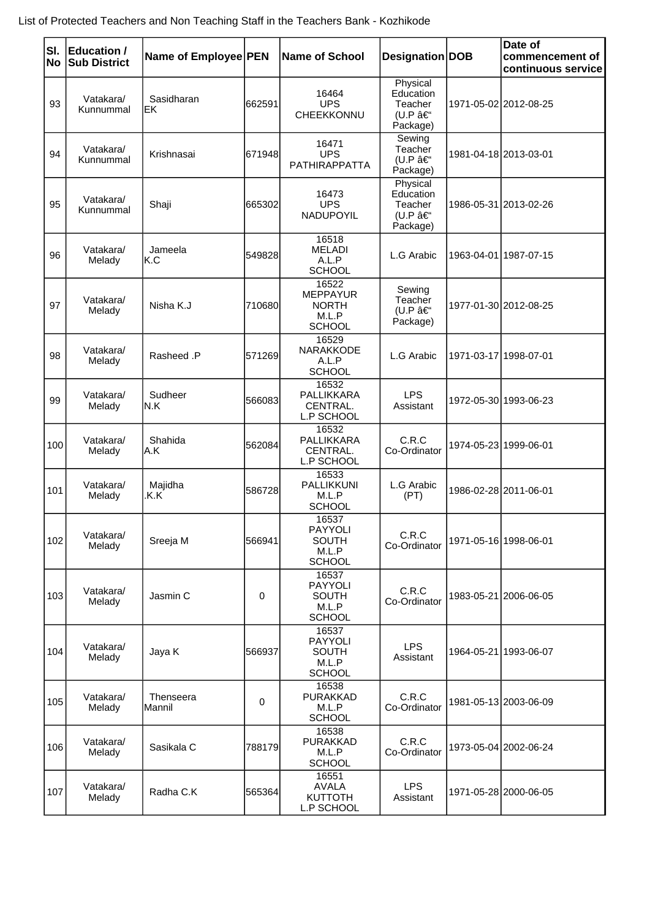List of Protected Teachers and Non Teaching Staff in the Teachers Bank - Kozhikode

| Sl. No | Education / Sub District | Name of Employee | PEN | Name of School | Designation | DOB | Date of commencement of continuous service |
|---|---|---|---|---|---|---|---|
| 93 | Vatakara/ Kunnummal | Sasidharan EK | 662591 | 16464 UPS CHEEKKONNU | Physical Education Teacher (U.P â€“ Package) | 1971-05-02 | 2012-08-25 |
| 94 | Vatakara/ Kunnummal | Krishnasai | 671948 | 16471 UPS PATHIRAPPATTA | Sewing Teacher (U.P â€“ Package) | 1981-04-18 | 2013-03-01 |
| 95 | Vatakara/ Kunnummal | Shaji | 665302 | 16473 UPS NADUPOYIL | Physical Education Teacher (U.P â€“ Package) | 1986-05-31 | 2013-02-26 |
| 96 | Vatakara/ Melady | Jameela K.C | 549828 | 16518 MELADI A.L.P SCHOOL | L.G Arabic | 1963-04-01 | 1987-07-15 |
| 97 | Vatakara/ Melady | Nisha K.J | 710680 | 16522 MEPPAYUR NORTH M.L.P SCHOOL | Sewing Teacher (U.P â€“ Package) | 1977-01-30 | 2012-08-25 |
| 98 | Vatakara/ Melady | Rasheed .P | 571269 | 16529 NARAKKODE A.L.P SCHOOL | L.G Arabic | 1971-03-17 | 1998-07-01 |
| 99 | Vatakara/ Melady | Sudheer N.K | 566083 | 16532 PALLIKKARA CENTRAL. L.P SCHOOL | LPS Assistant | 1972-05-30 | 1993-06-23 |
| 100 | Vatakara/ Melady | Shahida A.K | 562084 | 16532 PALLIKKARA CENTRAL. L.P SCHOOL | C.R.C Co-Ordinator | 1974-05-23 | 1999-06-01 |
| 101 | Vatakara/ Melady | Majidha .K.K | 586728 | 16533 PALLIKKUNI M.L.P SCHOOL | L.G Arabic (PT) | 1986-02-28 | 2011-06-01 |
| 102 | Vatakara/ Melady | Sreeja M | 566941 | 16537 PAYYOLI SOUTH M.L.P SCHOOL | C.R.C Co-Ordinator | 1971-05-16 | 1998-06-01 |
| 103 | Vatakara/ Melady | Jasmin C | 0 | 16537 PAYYOLI SOUTH M.L.P SCHOOL | C.R.C Co-Ordinator | 1983-05-21 | 2006-06-05 |
| 104 | Vatakara/ Melady | Jaya K | 566937 | 16537 PAYYOLI SOUTH M.L.P SCHOOL | LPS Assistant | 1964-05-21 | 1993-06-07 |
| 105 | Vatakara/ Melady | Thenseera Mannil | 0 | 16538 PURAKKAD M.L.P SCHOOL | C.R.C Co-Ordinator | 1981-05-13 | 2003-06-09 |
| 106 | Vatakara/ Melady | Sasikala C | 788179 | 16538 PURAKKAD M.L.P SCHOOL | C.R.C Co-Ordinator | 1973-05-04 | 2002-06-24 |
| 107 | Vatakara/ Melady | Radha C.K | 565364 | 16551 AVALA KUTTOTH L.P SCHOOL | LPS Assistant | 1971-05-28 | 2000-06-05 |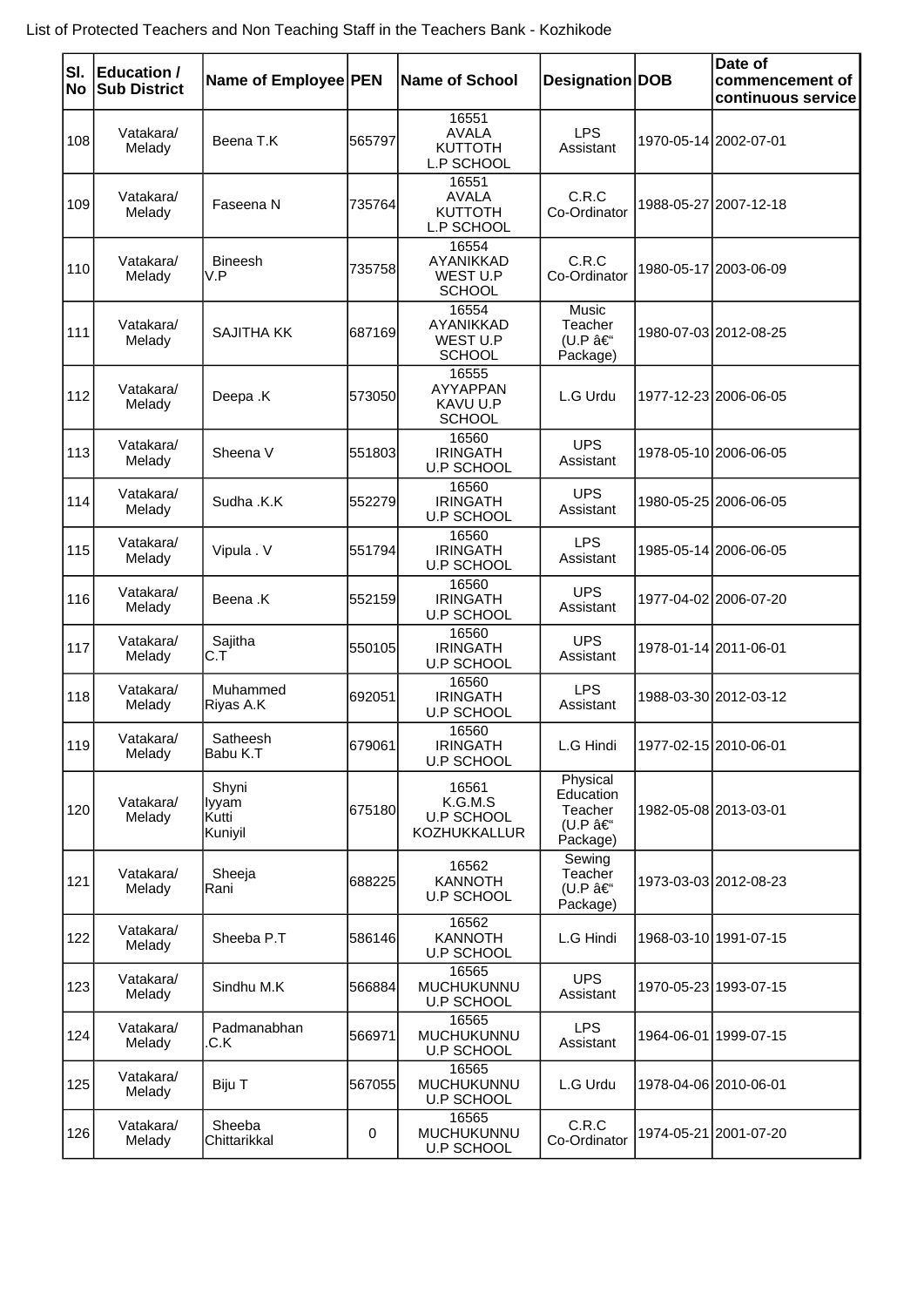List of Protected Teachers and Non Teaching Staff in the Teachers Bank - Kozhikode

| Sl. No | Education / Sub District | Name of Employee | PEN | Name of School | Designation | DOB | Date of commencement of continuous service |
|---|---|---|---|---|---|---|---|
| 108 | Vatakara/ Melady | Beena T.K | 565797 | 16551 AVALA KUTTOTH L.P SCHOOL | LPS Assistant | 1970-05-14 | 2002-07-01 |
| 109 | Vatakara/ Melady | Faseena N | 735764 | 16551 AVALA KUTTOTH L.P SCHOOL | C.R.C Co-Ordinator | 1988-05-27 | 2007-12-18 |
| 110 | Vatakara/ Melady | Bineesh V.P | 735758 | 16554 AYANIKKAD WEST U.P SCHOOL | C.R.C Co-Ordinator | 1980-05-17 | 2003-06-09 |
| 111 | Vatakara/ Melady | SAJITHA KK | 687169 | 16554 AYANIKKAD WEST U.P SCHOOL | Music Teacher (U.P â€" Package) | 1980-07-03 | 2012-08-25 |
| 112 | Vatakara/ Melady | Deepa .K | 573050 | 16555 AYYAPPAN KAVU U.P SCHOOL | L.G Urdu | 1977-12-23 | 2006-06-05 |
| 113 | Vatakara/ Melady | Sheena V | 551803 | 16560 IRINGATH U.P SCHOOL | UPS Assistant | 1978-05-10 | 2006-06-05 |
| 114 | Vatakara/ Melady | Sudha .K.K | 552279 | 16560 IRINGATH U.P SCHOOL | UPS Assistant | 1980-05-25 | 2006-06-05 |
| 115 | Vatakara/ Melady | Vipula . V | 551794 | 16560 IRINGATH U.P SCHOOL | LPS Assistant | 1985-05-14 | 2006-06-05 |
| 116 | Vatakara/ Melady | Beena .K | 552159 | 16560 IRINGATH U.P SCHOOL | UPS Assistant | 1977-04-02 | 2006-07-20 |
| 117 | Vatakara/ Melady | Sajitha C.T | 550105 | 16560 IRINGATH U.P SCHOOL | UPS Assistant | 1978-01-14 | 2011-06-01 |
| 118 | Vatakara/ Melady | Muhammed Riyas A.K | 692051 | 16560 IRINGATH U.P SCHOOL | LPS Assistant | 1988-03-30 | 2012-03-12 |
| 119 | Vatakara/ Melady | Satheesh Babu K.T | 679061 | 16560 IRINGATH U.P SCHOOL | L.G Hindi | 1977-02-15 | 2010-06-01 |
| 120 | Vatakara/ Melady | Shyni Iyyam Kutti Kuniyil | 675180 | 16561 K.G.M.S U.P SCHOOL KOZHUKKALLUR | Physical Education Teacher (U.P â€" Package) | 1982-05-08 | 2013-03-01 |
| 121 | Vatakara/ Melady | Sheeja Rani | 688225 | 16562 KANNOTH U.P SCHOOL | Sewing Teacher (U.P â€" Package) | 1973-03-03 | 2012-08-23 |
| 122 | Vatakara/ Melady | Sheeba P.T | 586146 | 16562 KANNOTH U.P SCHOOL | L.G Hindi | 1968-03-10 | 1991-07-15 |
| 123 | Vatakara/ Melady | Sindhu M.K | 566884 | 16565 MUCHUKUNNU U.P SCHOOL | UPS Assistant | 1970-05-23 | 1993-07-15 |
| 124 | Vatakara/ Melady | Padmanabhan .C.K | 566971 | 16565 MUCHUKUNNU U.P SCHOOL | LPS Assistant | 1964-06-01 | 1999-07-15 |
| 125 | Vatakara/ Melady | Biju T | 567055 | 16565 MUCHUKUNNU U.P SCHOOL | L.G Urdu | 1978-04-06 | 2010-06-01 |
| 126 | Vatakara/ Melady | Sheeba Chittarikkal | 0 | 16565 MUCHUKUNNU U.P SCHOOL | C.R.C Co-Ordinator | 1974-05-21 | 2001-07-20 |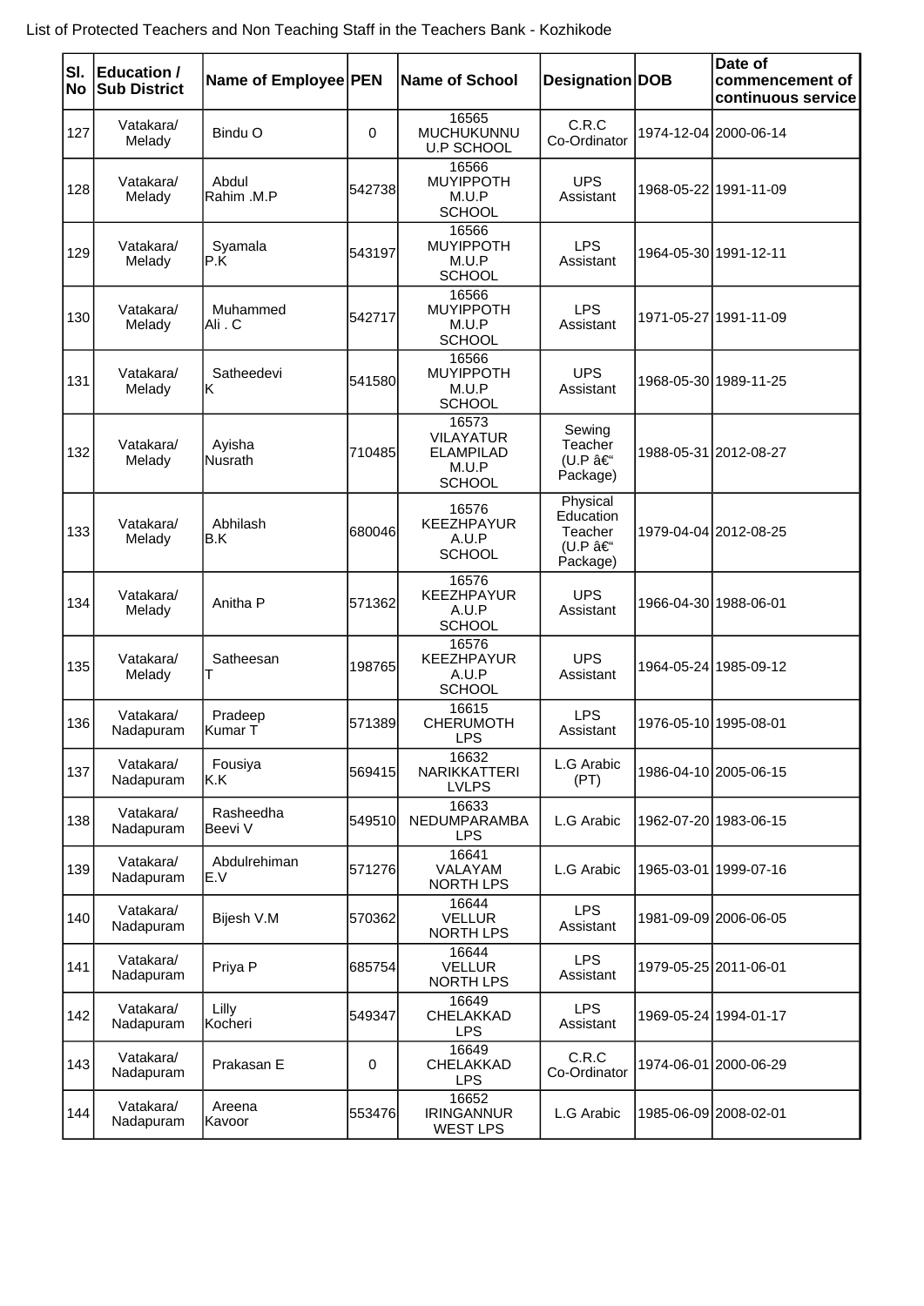List of Protected Teachers and Non Teaching Staff in the Teachers Bank - Kozhikode

| Sl. No | Education / Sub District | Name of Employee | PEN | Name of School | Designation | DOB | Date of commencement of continuous service |
|---|---|---|---|---|---|---|---|
| 127 | Vatakara/ Melady | Bindu O | 0 | 16565 MUCHUKUNNU U.P SCHOOL | C.R.C Co-Ordinator | 1974-12-04 | 2000-06-14 |
| 128 | Vatakara/ Melady | Abdul Rahim .M.P | 542738 | 16566 MUYIPPOTH M.U.P SCHOOL | UPS Assistant | 1968-05-22 | 1991-11-09 |
| 129 | Vatakara/ Melady | Syamala P.K | 543197 | 16566 MUYIPPOTH M.U.P SCHOOL | LPS Assistant | 1964-05-30 | 1991-12-11 |
| 130 | Vatakara/ Melady | Muhammed Ali . C | 542717 | 16566 MUYIPPOTH M.U.P SCHOOL | LPS Assistant | 1971-05-27 | 1991-11-09 |
| 131 | Vatakara/ Melady | Satheedevi K | 541580 | 16566 MUYIPPOTH M.U.P SCHOOL | UPS Assistant | 1968-05-30 | 1989-11-25 |
| 132 | Vatakara/ Melady | Ayisha Nusrath | 710485 | 16573 VILAYATUR ELAMPILAD M.U.P SCHOOL | Sewing Teacher (U.P â€“ Package) | 1988-05-31 | 2012-08-27 |
| 133 | Vatakara/ Melady | Abhilash B.K | 680046 | 16576 KEEZHPAYUR A.U.P SCHOOL | Physical Education Teacher (U.P â€“ Package) | 1979-04-04 | 2012-08-25 |
| 134 | Vatakara/ Melady | Anitha P | 571362 | 16576 KEEZHPAYUR A.U.P SCHOOL | UPS Assistant | 1966-04-30 | 1988-06-01 |
| 135 | Vatakara/ Melady | Satheesan T | 198765 | 16576 KEEZHPAYUR A.U.P SCHOOL | UPS Assistant | 1964-05-24 | 1985-09-12 |
| 136 | Vatakara/ Nadapuram | Pradeep Kumar T | 571389 | 16615 CHERUMOTH LPS | LPS Assistant | 1976-05-10 | 1995-08-01 |
| 137 | Vatakara/ Nadapuram | Fousiya K.K | 569415 | 16632 NARIKKATTERI LVLPS | L.G Arabic (PT) | 1986-04-10 | 2005-06-15 |
| 138 | Vatakara/ Nadapuram | Rasheedha Beevi V | 549510 | 16633 NEDUMPARAMBA LPS | L.G Arabic | 1962-07-20 | 1983-06-15 |
| 139 | Vatakara/ Nadapuram | Abdulrehiman E.V | 571276 | 16641 VALAYAM NORTH LPS | L.G Arabic | 1965-03-01 | 1999-07-16 |
| 140 | Vatakara/ Nadapuram | Bijesh V.M | 570362 | 16644 VELLUR NORTH LPS | LPS Assistant | 1981-09-09 | 2006-06-05 |
| 141 | Vatakara/ Nadapuram | Priya P | 685754 | 16644 VELLUR NORTH LPS | LPS Assistant | 1979-05-25 | 2011-06-01 |
| 142 | Vatakara/ Nadapuram | Lilly Kocheri | 549347 | 16649 CHELAKKAD LPS | LPS Assistant | 1969-05-24 | 1994-01-17 |
| 143 | Vatakara/ Nadapuram | Prakasan E | 0 | 16649 CHELAKKAD LPS | C.R.C Co-Ordinator | 1974-06-01 | 2000-06-29 |
| 144 | Vatakara/ Nadapuram | Areena Kavoor | 553476 | 16652 IRINGANNUR WEST LPS | L.G Arabic | 1985-06-09 | 2008-02-01 |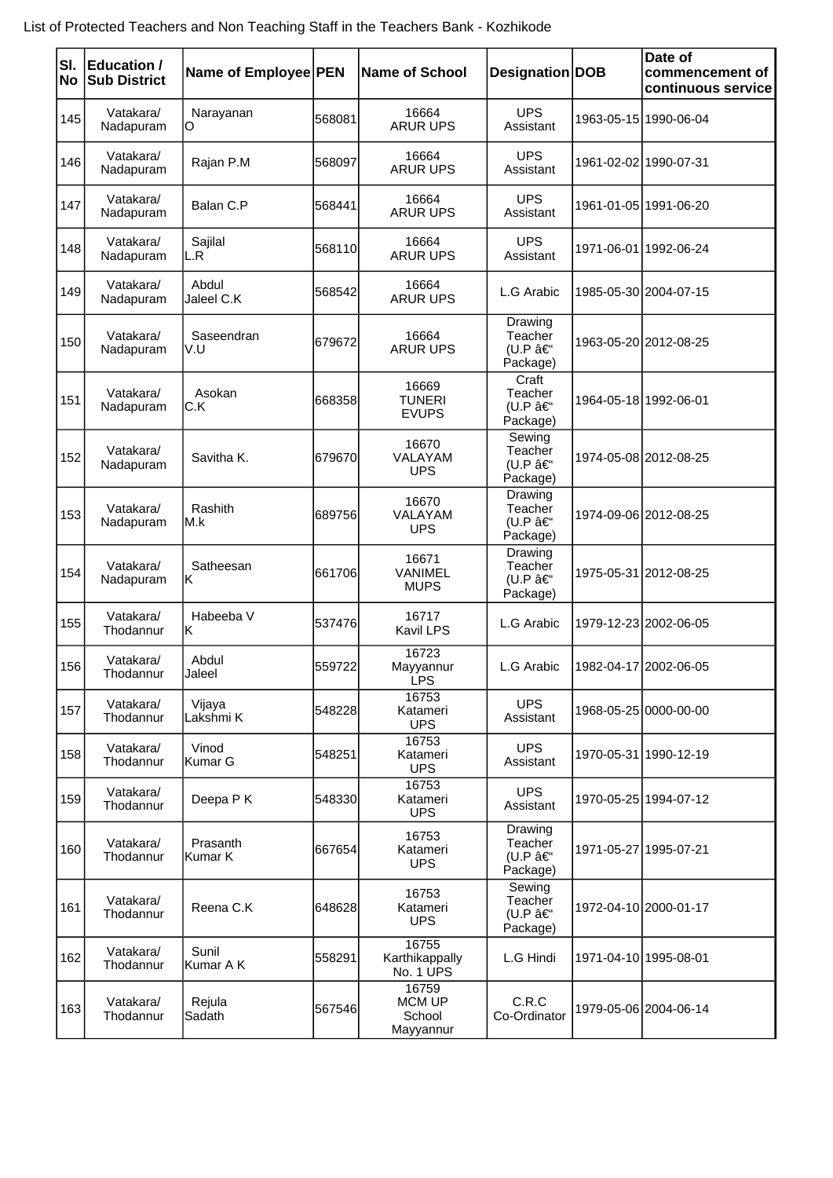List of Protected Teachers and Non Teaching Staff in the Teachers Bank - Kozhikode

| Sl. No | Education / Sub District | Name of Employee | PEN | Name of School | Designation | DOB | Date of commencement of continuous service |
|---|---|---|---|---|---|---|---|
| 145 | Vatakara/ Nadapuram | Narayanan O | 568081 | 16664 ARUR UPS | UPS Assistant | 1963-05-15 | 1990-06-04 |
| 146 | Vatakara/ Nadapuram | Rajan P.M | 568097 | 16664 ARUR UPS | UPS Assistant | 1961-02-02 | 1990-07-31 |
| 147 | Vatakara/ Nadapuram | Balan C.P | 568441 | 16664 ARUR UPS | UPS Assistant | 1961-01-05 | 1991-06-20 |
| 148 | Vatakara/ Nadapuram | Sajilal L.R | 568110 | 16664 ARUR UPS | UPS Assistant | 1971-06-01 | 1992-06-24 |
| 149 | Vatakara/ Nadapuram | Abdul Jaleel C.K | 568542 | 16664 ARUR UPS | L.G Arabic | 1985-05-30 | 2004-07-15 |
| 150 | Vatakara/ Nadapuram | Saseendran V.U | 679672 | 16664 ARUR UPS | Drawing Teacher (U.P â€" Package) | 1963-05-20 | 2012-08-25 |
| 151 | Vatakara/ Nadapuram | Asokan C.K | 668358 | 16669 TUNERI EVUPS | Craft Teacher (U.P â€" Package) | 1964-05-18 | 1992-06-01 |
| 152 | Vatakara/ Nadapuram | Savitha K. | 679670 | 16670 VALAYAM UPS | Sewing Teacher (U.P â€" Package) | 1974-05-08 | 2012-08-25 |
| 153 | Vatakara/ Nadapuram | Rashith M.k | 689756 | 16670 VALAYAM UPS | Drawing Teacher (U.P â€" Package) | 1974-09-06 | 2012-08-25 |
| 154 | Vatakara/ Nadapuram | Satheesan K | 661706 | 16671 VANIMEL MUPS | Drawing Teacher (U.P â€" Package) | 1975-05-31 | 2012-08-25 |
| 155 | Vatakara/ Thodannur | Habeeba V K | 537476 | 16717 Kavil LPS | L.G Arabic | 1979-12-23 | 2002-06-05 |
| 156 | Vatakara/ Thodannur | Abdul Jaleel | 559722 | 16723 Mayyannur LPS | L.G Arabic | 1982-04-17 | 2002-06-05 |
| 157 | Vatakara/ Thodannur | Vijaya Lakshmi K | 548228 | 16753 Katameri UPS | UPS Assistant | 1968-05-25 | 0000-00-00 |
| 158 | Vatakara/ Thodannur | Vinod Kumar G | 548251 | 16753 Katameri UPS | UPS Assistant | 1970-05-31 | 1990-12-19 |
| 159 | Vatakara/ Thodannur | Deepa P K | 548330 | 16753 Katameri UPS | UPS Assistant | 1970-05-25 | 1994-07-12 |
| 160 | Vatakara/ Thodannur | Prasanth Kumar K | 667654 | 16753 Katameri UPS | Drawing Teacher (U.P â€" Package) | 1971-05-27 | 1995-07-21 |
| 161 | Vatakara/ Thodannur | Reena C.K | 648628 | 16753 Katameri UPS | Sewing Teacher (U.P â€" Package) | 1972-04-10 | 2000-01-17 |
| 162 | Vatakara/ Thodannur | Sunil Kumar A K | 558291 | 16755 Karthikappally No. 1 UPS | L.G Hindi | 1971-04-10 | 1995-08-01 |
| 163 | Vatakara/ Thodannur | Rejula Sadath | 567546 | 16759 MCM UP School Mayyannur | C.R.C Co-Ordinator | 1979-05-06 | 2004-06-14 |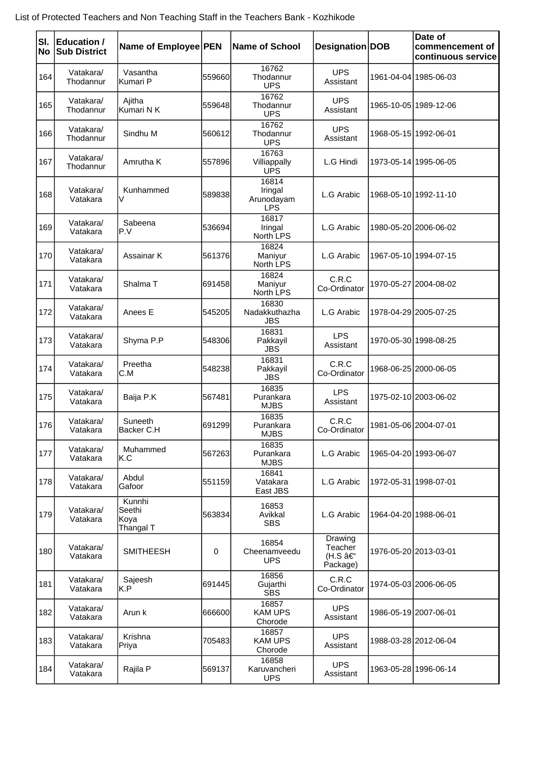List of Protected Teachers and Non Teaching Staff in the Teachers Bank - Kozhikode

| Sl. No | Education / Sub District | Name of Employee | PEN | Name of School | Designation | DOB | Date of commencement of continuous service |
|---|---|---|---|---|---|---|---|
| 164 | Vatakara/ Thodannur | Vasantha Kumari P | 559660 | 16762 Thodannur UPS | UPS Assistant | 1961-04-04 | 1985-06-03 |
| 165 | Vatakara/ Thodannur | Ajitha Kumari N K | 559648 | 16762 Thodannur UPS | UPS Assistant | 1965-10-05 | 1989-12-06 |
| 166 | Vatakara/ Thodannur | Sindhu M | 560612 | 16762 Thodannur UPS | UPS Assistant | 1968-05-15 | 1992-06-01 |
| 167 | Vatakara/ Thodannur | Amrutha K | 557896 | 16763 Villiappally UPS | L.G Hindi | 1973-05-14 | 1995-06-05 |
| 168 | Vatakara/ Vatakara | Kunhammed V | 589838 | 16814 Iringal Arunodayam LPS | L.G Arabic | 1968-05-10 | 1992-11-10 |
| 169 | Vatakara/ Vatakara | Sabeena P.V | 536694 | 16817 Iringal North LPS | L.G Arabic | 1980-05-20 | 2006-06-02 |
| 170 | Vatakara/ Vatakara | Assainar K | 561376 | 16824 Maniyur North LPS | L.G Arabic | 1967-05-10 | 1994-07-15 |
| 171 | Vatakara/ Vatakara | Shalma T | 691458 | 16824 Maniyur North LPS | C.R.C Co-Ordinator | 1970-05-27 | 2004-08-02 |
| 172 | Vatakara/ Vatakara | Anees E | 545205 | 16830 Nadakkuthazha JBS | L.G Arabic | 1978-04-29 | 2005-07-25 |
| 173 | Vatakara/ Vatakara | Shyma P.P | 548306 | 16831 Pakkayil JBS | LPS Assistant | 1970-05-30 | 1998-08-25 |
| 174 | Vatakara/ Vatakara | Preetha C.M | 548238 | 16831 Pakkayil JBS | C.R.C Co-Ordinator | 1968-06-25 | 2000-06-05 |
| 175 | Vatakara/ Vatakara | Baija P.K | 567481 | 16835 Purankara MJBS | LPS Assistant | 1975-02-10 | 2003-06-02 |
| 176 | Vatakara/ Vatakara | Suneeth Backer C.H | 691299 | 16835 Purankara MJBS | C.R.C Co-Ordinator | 1981-05-06 | 2004-07-01 |
| 177 | Vatakara/ Vatakara | Muhammed K.C | 567263 | 16835 Purankara MJBS | L.G Arabic | 1965-04-20 | 1993-06-07 |
| 178 | Vatakara/ Vatakara | Abdul Gafoor | 551159 | 16841 Vatakara East JBS | L.G Arabic | 1972-05-31 | 1998-07-01 |
| 179 | Vatakara/ Vatakara | Kunnhi Seethi Koya Thangal T | 563834 | 16853 Avikkal SBS | L.G Arabic | 1964-04-20 | 1988-06-01 |
| 180 | Vatakara/ Vatakara | SMITHEESH | 0 | 16854 Cheenamveedu UPS | Drawing Teacher (H.S â€“ Package) | 1976-05-20 | 2013-03-01 |
| 181 | Vatakara/ Vatakara | Sajeesh K.P | 691445 | 16856 Gujarthi SBS | C.R.C Co-Ordinator | 1974-05-03 | 2006-06-05 |
| 182 | Vatakara/ Vatakara | Arun k | 666600 | 16857 KAM UPS Chorode | UPS Assistant | 1986-05-19 | 2007-06-01 |
| 183 | Vatakara/ Vatakara | Krishna Priya | 705483 | 16857 KAM UPS Chorode | UPS Assistant | 1988-03-28 | 2012-06-04 |
| 184 | Vatakara/ Vatakara | Rajila P | 569137 | 16858 Karuvancheri UPS | UPS Assistant | 1963-05-28 | 1996-06-14 |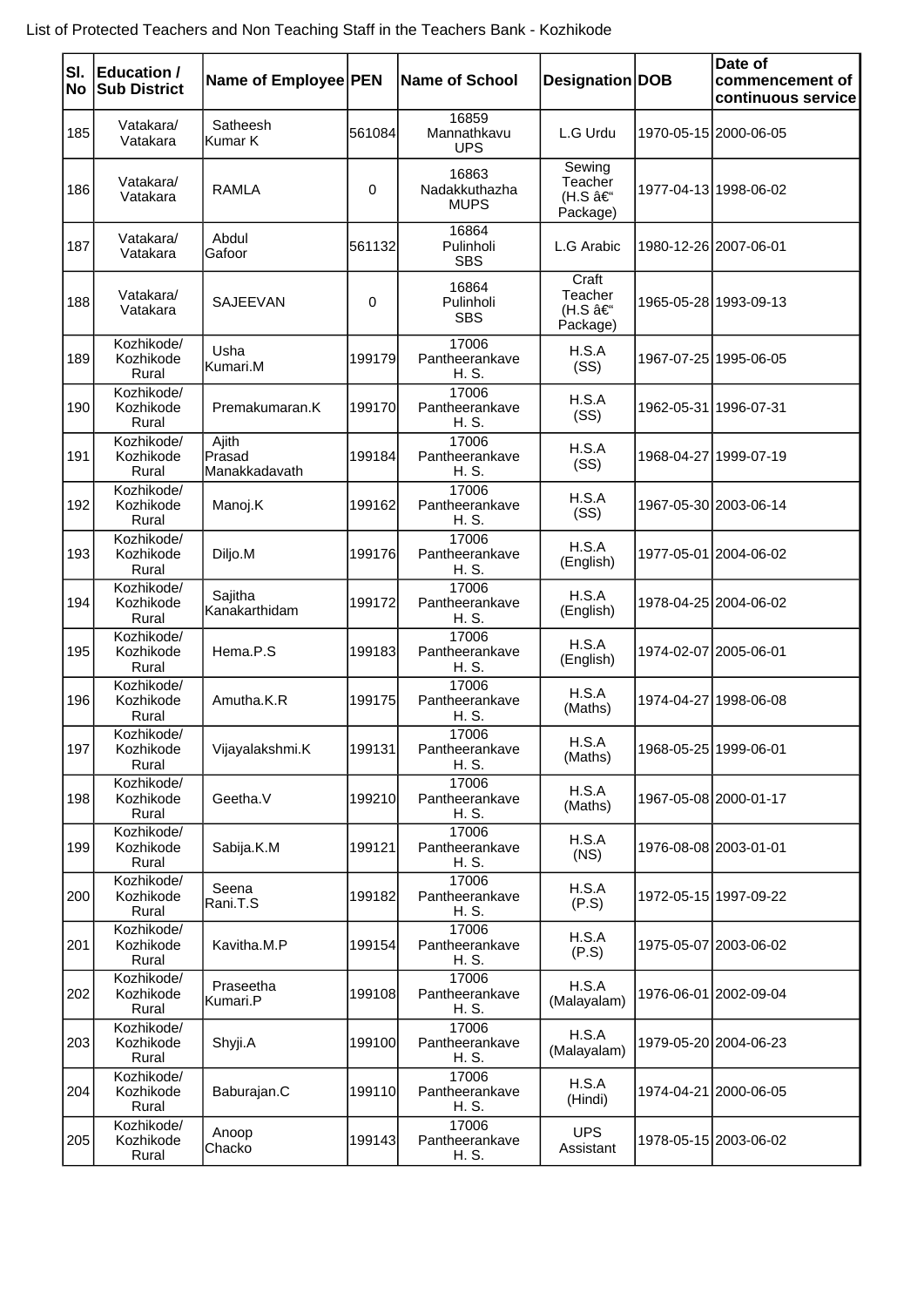List of Protected Teachers and Non Teaching Staff in the Teachers Bank - Kozhikode

| Sl. No | Education / Sub District | Name of Employee | PEN | Name of School | Designation | DOB | Date of commencement of continuous service |
|---|---|---|---|---|---|---|---|
| 185 | Vatakara/ Vatakara | Satheesh Kumar K | 561084 | 16859 Mannathkavu UPS | L.G Urdu | 1970-05-15 | 2000-06-05 |
| 186 | Vatakara/ Vatakara | RAMLA | 0 | 16863 Nadakkuthazha MUPS | Sewing Teacher (H.S â€“ Package) | 1977-04-13 | 1998-06-02 |
| 187 | Vatakara/ Vatakara | Abdul Gafoor | 561132 | 16864 Pulinholi SBS | L.G Arabic | 1980-12-26 | 2007-06-01 |
| 188 | Vatakara/ Vatakara | SAJEEVAN | 0 | 16864 Pulinholi SBS | Craft Teacher (H.S â€“ Package) | 1965-05-28 | 1993-09-13 |
| 189 | Kozhikode/ Kozhikode Rural | Usha Kumari.M | 199179 | 17006 Pantheerankave H. S. | H.S.A (SS) | 1967-07-25 | 1995-06-05 |
| 190 | Kozhikode/ Kozhikode Rural | Premakumaran.K | 199170 | 17006 Pantheerankave H. S. | H.S.A (SS) | 1962-05-31 | 1996-07-31 |
| 191 | Kozhikode/ Kozhikode Rural | Ajith Prasad Manakkadavath | 199184 | 17006 Pantheerankave H. S. | H.S.A (SS) | 1968-04-27 | 1999-07-19 |
| 192 | Kozhikode/ Kozhikode Rural | Manoj.K | 199162 | 17006 Pantheerankave H. S. | H.S.A (SS) | 1967-05-30 | 2003-06-14 |
| 193 | Kozhikode/ Kozhikode Rural | Diljo.M | 199176 | 17006 Pantheerankave H. S. | H.S.A (English) | 1977-05-01 | 2004-06-02 |
| 194 | Kozhikode/ Kozhikode Rural | Sajitha Kanakarthidam | 199172 | 17006 Pantheerankave H. S. | H.S.A (English) | 1978-04-25 | 2004-06-02 |
| 195 | Kozhikode/ Kozhikode Rural | Hema.P.S | 199183 | 17006 Pantheerankave H. S. | H.S.A (English) | 1974-02-07 | 2005-06-01 |
| 196 | Kozhikode/ Kozhikode Rural | Amutha.K.R | 199175 | 17006 Pantheerankave H. S. | H.S.A (Maths) | 1974-04-27 | 1998-06-08 |
| 197 | Kozhikode/ Kozhikode Rural | Vijayalakshmi.K | 199131 | 17006 Pantheerankave H. S. | H.S.A (Maths) | 1968-05-25 | 1999-06-01 |
| 198 | Kozhikode/ Kozhikode Rural | Geetha.V | 199210 | 17006 Pantheerankave H. S. | H.S.A (Maths) | 1967-05-08 | 2000-01-17 |
| 199 | Kozhikode/ Kozhikode Rural | Sabija.K.M | 199121 | 17006 Pantheerankave H. S. | H.S.A (NS) | 1976-08-08 | 2003-01-01 |
| 200 | Kozhikode/ Kozhikode Rural | Seena Rani.T.S | 199182 | 17006 Pantheerankave H. S. | H.S.A (P.S) | 1972-05-15 | 1997-09-22 |
| 201 | Kozhikode/ Kozhikode Rural | Kavitha.M.P | 199154 | 17006 Pantheerankave H. S. | H.S.A (P.S) | 1975-05-07 | 2003-06-02 |
| 202 | Kozhikode/ Kozhikode Rural | Praseetha Kumari.P | 199108 | 17006 Pantheerankave H. S. | H.S.A (Malayalam) | 1976-06-01 | 2002-09-04 |
| 203 | Kozhikode/ Kozhikode Rural | Shyji.A | 199100 | 17006 Pantheerankave H. S. | H.S.A (Malayalam) | 1979-05-20 | 2004-06-23 |
| 204 | Kozhikode/ Kozhikode Rural | Baburajan.C | 199110 | 17006 Pantheerankave H. S. | H.S.A (Hindi) | 1974-04-21 | 2000-06-05 |
| 205 | Kozhikode/ Kozhikode Rural | Anoop Chacko | 199143 | 17006 Pantheerankave H. S. | UPS Assistant | 1978-05-15 | 2003-06-02 |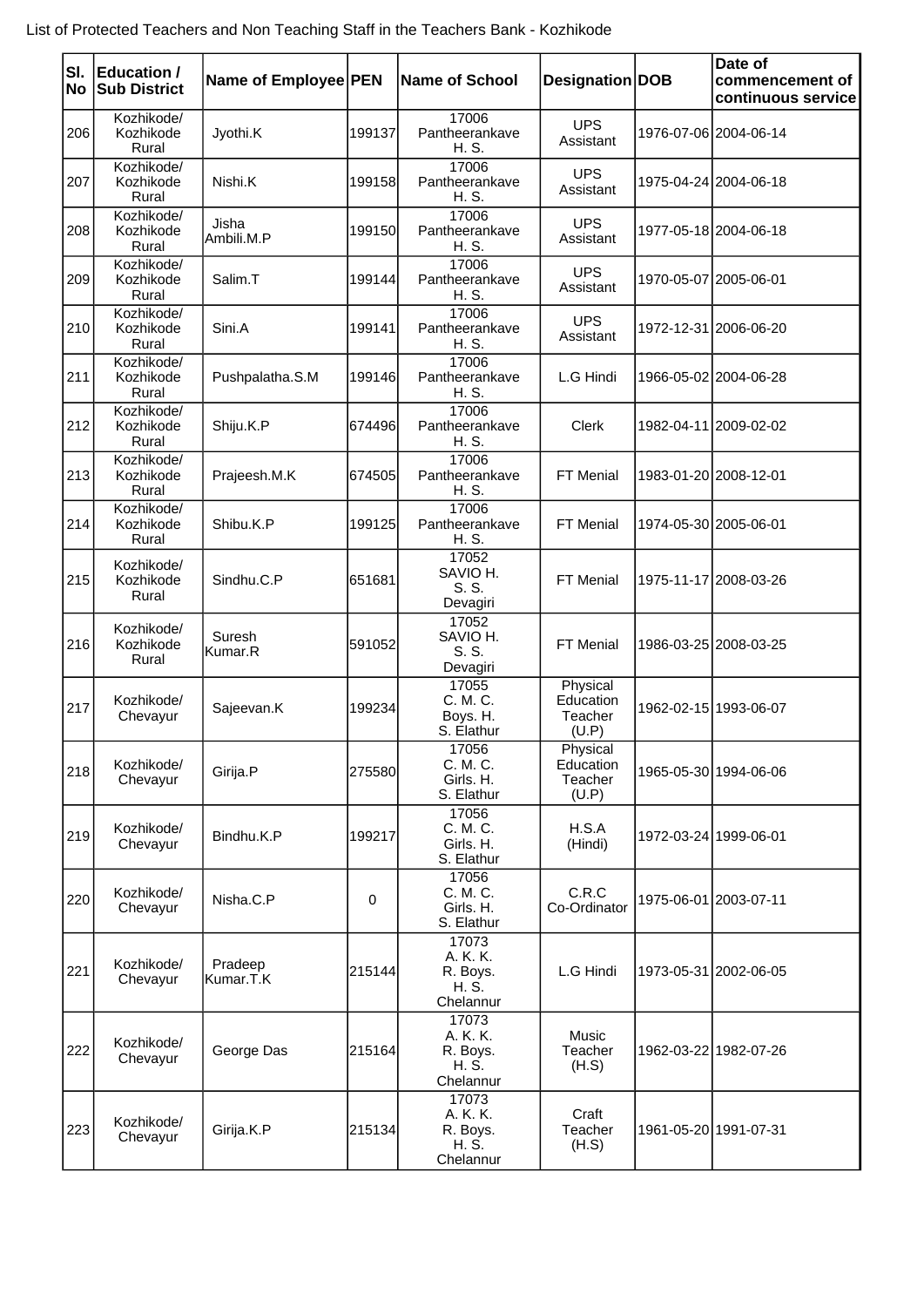List of Protected Teachers and Non Teaching Staff in the Teachers Bank - Kozhikode

| Sl. No | Education / Sub District | Name of Employee | PEN | Name of School | Designation | DOB | Date of commencement of continuous service |
|---|---|---|---|---|---|---|---|
| 206 | Kozhikode/ Kozhikode Rural | Jyothi.K | 199137 | 17006 Pantheerankave H. S. | UPS Assistant | 1976-07-06 | 2004-06-14 |
| 207 | Kozhikode/ Kozhikode Rural | Nishi.K | 199158 | 17006 Pantheerankave H. S. | UPS Assistant | 1975-04-24 | 2004-06-18 |
| 208 | Kozhikode/ Kozhikode Rural | Jisha Ambili.M.P | 199150 | 17006 Pantheerankave H. S. | UPS Assistant | 1977-05-18 | 2004-06-18 |
| 209 | Kozhikode/ Kozhikode Rural | Salim.T | 199144 | 17006 Pantheerankave H. S. | UPS Assistant | 1970-05-07 | 2005-06-01 |
| 210 | Kozhikode/ Kozhikode Rural | Sini.A | 199141 | 17006 Pantheerankave H. S. | UPS Assistant | 1972-12-31 | 2006-06-20 |
| 211 | Kozhikode/ Kozhikode Rural | Pushpalatha.S.M | 199146 | 17006 Pantheerankave H. S. | L.G Hindi | 1966-05-02 | 2004-06-28 |
| 212 | Kozhikode/ Kozhikode Rural | Shiju.K.P | 674496 | 17006 Pantheerankave H. S. | Clerk | 1982-04-11 | 2009-02-02 |
| 213 | Kozhikode/ Kozhikode Rural | Prajeesh.M.K | 674505 | 17006 Pantheerankave H. S. | FT Menial | 1983-01-20 | 2008-12-01 |
| 214 | Kozhikode/ Kozhikode Rural | Shibu.K.P | 199125 | 17006 Pantheerankave H. S. | FT Menial | 1974-05-30 | 2005-06-01 |
| 215 | Kozhikode/ Kozhikode Rural | Sindhu.C.P | 651681 | 17052 SAVIO H. S. S. Devagiri | FT Menial | 1975-11-17 | 2008-03-26 |
| 216 | Kozhikode/ Kozhikode Rural | Suresh Kumar.R | 591052 | 17052 SAVIO H. S. S. Devagiri | FT Menial | 1986-03-25 | 2008-03-25 |
| 217 | Kozhikode/ Chevayur | Sajeevan.K | 199234 | 17055 C. M. C. Boys. H. S. Elathur | Physical Education Teacher (U.P) | 1962-02-15 | 1993-06-07 |
| 218 | Kozhikode/ Chevayur | Girija.P | 275580 | 17056 C. M. C. Girls. H. S. Elathur | Physical Education Teacher (U.P) | 1965-05-30 | 1994-06-06 |
| 219 | Kozhikode/ Chevayur | Bindhu.K.P | 199217 | 17056 C. M. C. Girls. H. S. Elathur | H.S.A (Hindi) | 1972-03-24 | 1999-06-01 |
| 220 | Kozhikode/ Chevayur | Nisha.C.P | 0 | 17056 C. M. C. Girls. H. S. Elathur | C.R.C Co-Ordinator | 1975-06-01 | 2003-07-11 |
| 221 | Kozhikode/ Chevayur | Pradeep Kumar.T.K | 215144 | 17073 A. K. K. R. Boys. H. S. Chelannur | L.G Hindi | 1973-05-31 | 2002-06-05 |
| 222 | Kozhikode/ Chevayur | George Das | 215164 | 17073 A. K. K. R. Boys. H. S. Chelannur | Music Teacher (H.S) | 1962-03-22 | 1982-07-26 |
| 223 | Kozhikode/ Chevayur | Girija.K.P | 215134 | 17073 A. K. K. R. Boys. H. S. Chelannur | Craft Teacher (H.S) | 1961-05-20 | 1991-07-31 |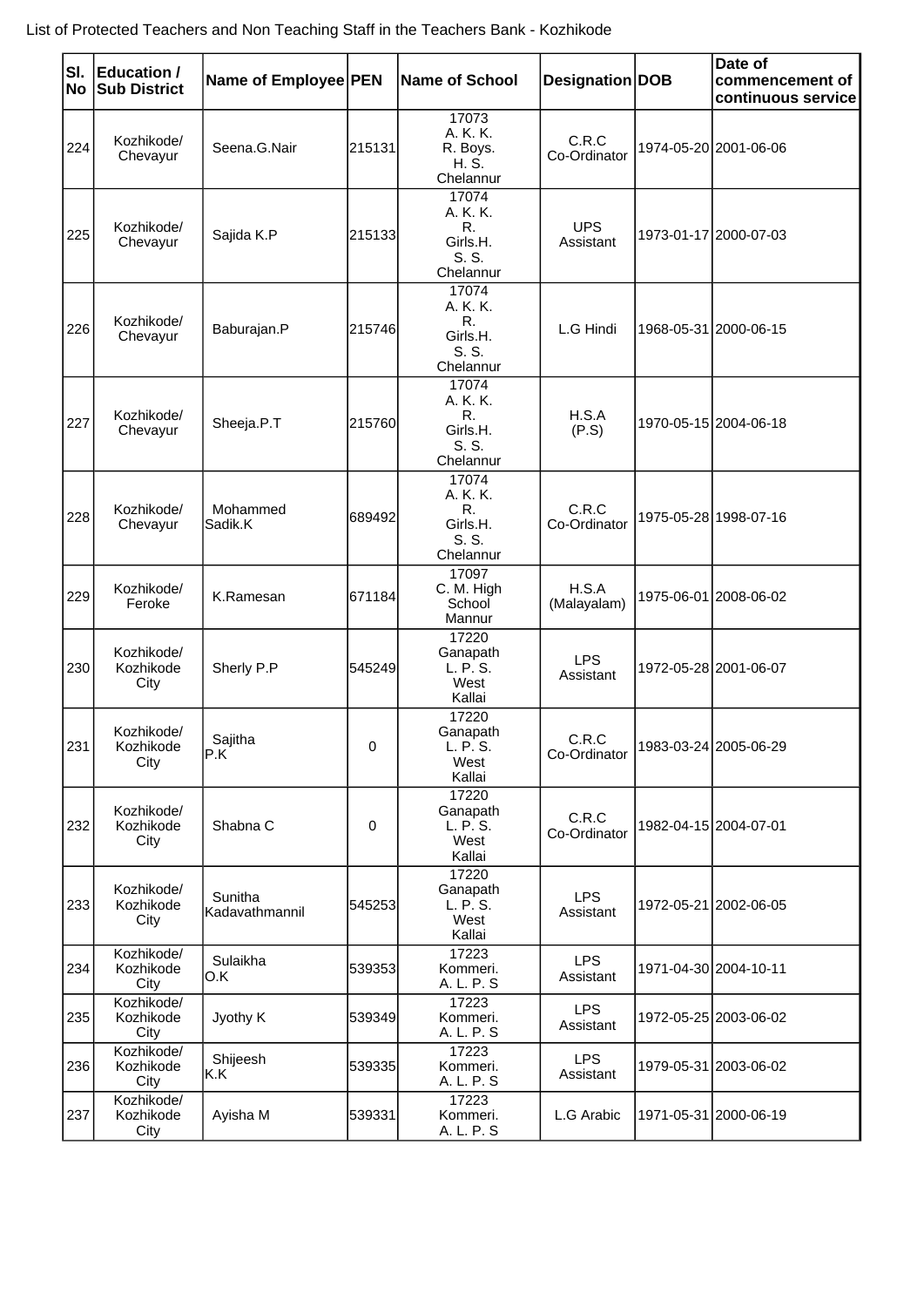List of Protected Teachers and Non Teaching Staff in the Teachers Bank - Kozhikode

| Sl. No | Education / Sub District | Name of Employee | PEN | Name of School | Designation | DOB | Date of commencement of continuous service |
|---|---|---|---|---|---|---|---|
| 224 | Kozhikode/ Chevayur | Seena.G.Nair | 215131 | 17073 A. K. K. R. Boys. H. S. Chelannur | C.R.C Co-Ordinator | 1974-05-20 | 2001-06-06 |
| 225 | Kozhikode/ Chevayur | Sajida K.P | 215133 | 17074 A. K. K. R. Girls.H. S. S. Chelannur | UPS Assistant | 1973-01-17 | 2000-07-03 |
| 226 | Kozhikode/ Chevayur | Baburajan.P | 215746 | 17074 A. K. K. R. Girls.H. S. S. Chelannur | L.G Hindi | 1968-05-31 | 2000-06-15 |
| 227 | Kozhikode/ Chevayur | Sheeja.P.T | 215760 | 17074 A. K. K. R. Girls.H. S. S. Chelannur | H.S.A (P.S) | 1970-05-15 | 2004-06-18 |
| 228 | Kozhikode/ Chevayur | Mohammed Sadik.K | 689492 | 17074 A. K. K. R. Girls.H. S. S. Chelannur | C.R.C Co-Ordinator | 1975-05-28 | 1998-07-16 |
| 229 | Kozhikode/ Feroke | K.Ramesan | 671184 | 17097 C. M. High School Mannur | H.S.A (Malayalam) | 1975-06-01 | 2008-06-02 |
| 230 | Kozhikode/ Kozhikode City | Sherly P.P | 545249 | 17220 Ganapath L. P. S. West Kallai | LPS Assistant | 1972-05-28 | 2001-06-07 |
| 231 | Kozhikode/ Kozhikode City | Sajitha P.K | 0 | 17220 Ganapath L. P. S. West Kallai | C.R.C Co-Ordinator | 1983-03-24 | 2005-06-29 |
| 232 | Kozhikode/ Kozhikode City | Shabna C | 0 | 17220 Ganapath L. P. S. West Kallai | C.R.C Co-Ordinator | 1982-04-15 | 2004-07-01 |
| 233 | Kozhikode/ Kozhikode City | Sunitha Kadavathmannil | 545253 | 17220 Ganapath L. P. S. West Kallai | LPS Assistant | 1972-05-21 | 2002-06-05 |
| 234 | Kozhikode/ Kozhikode City | Sulaikha O.K | 539353 | 17223 Kommeri. A. L. P. S | LPS Assistant | 1971-04-30 | 2004-10-11 |
| 235 | Kozhikode/ Kozhikode City | Jyothy K | 539349 | 17223 Kommeri. A. L. P. S | LPS Assistant | 1972-05-25 | 2003-06-02 |
| 236 | Kozhikode/ Kozhikode City | Shijeesh K.K | 539335 | 17223 Kommeri. A. L. P. S | LPS Assistant | 1979-05-31 | 2003-06-02 |
| 237 | Kozhikode/ Kozhikode City | Ayisha M | 539331 | 17223 Kommeri. A. L. P. S | L.G Arabic | 1971-05-31 | 2000-06-19 |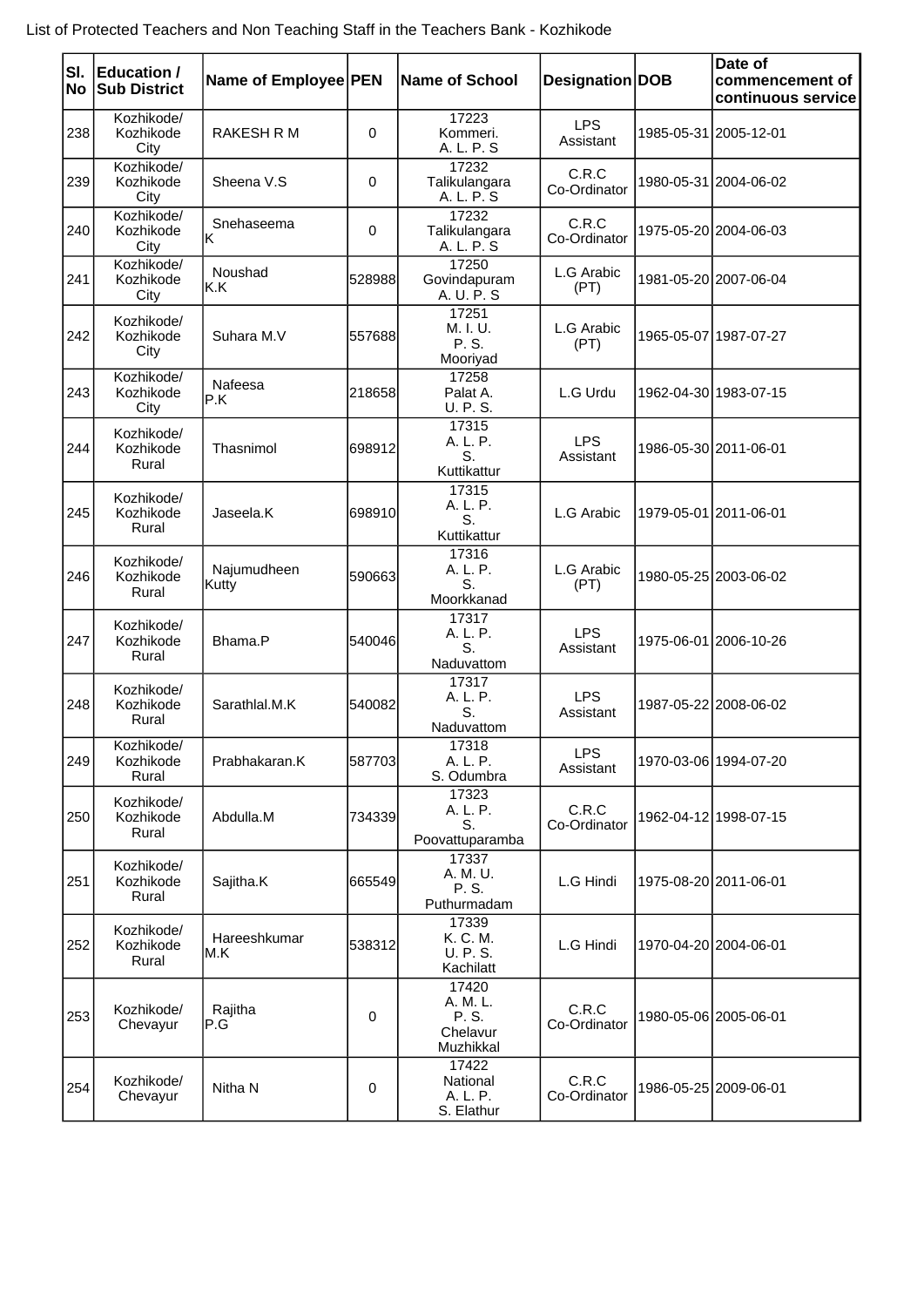List of Protected Teachers and Non Teaching Staff in the Teachers Bank - Kozhikode

| Sl. No | Education / Sub District | Name of Employee | PEN | Name of School | Designation | DOB | Date of commencement of continuous service |
|---|---|---|---|---|---|---|---|
| 238 | Kozhikode/ Kozhikode City | RAKESH R M | 0 | 17223 Kommeri. A. L. P. S | LPS Assistant | 1985-05-31 | 2005-12-01 |
| 239 | Kozhikode/ Kozhikode City | Sheena V.S | 0 | 17232 Talikulangara A. L. P. S | C.R.C Co-Ordinator | 1980-05-31 | 2004-06-02 |
| 240 | Kozhikode/ Kozhikode City | Snehaseema K | 0 | 17232 Talikulangara A. L. P. S | C.R.C Co-Ordinator | 1975-05-20 | 2004-06-03 |
| 241 | Kozhikode/ Kozhikode City | Noushad K.K | 528988 | 17250 Govindapuram A. U. P. S | L.G Arabic (PT) | 1981-05-20 | 2007-06-04 |
| 242 | Kozhikode/ Kozhikode City | Suhara M.V | 557688 | 17251 M. I. U. P. S. Mooriyad | L.G Arabic (PT) | 1965-05-07 | 1987-07-27 |
| 243 | Kozhikode/ Kozhikode City | Nafeesa P.K | 218658 | 17258 Palat A. U. P. S. | L.G Urdu | 1962-04-30 | 1983-07-15 |
| 244 | Kozhikode/ Kozhikode Rural | Thasnimol | 698912 | 17315 A. L. P. S. Kuttikattur | LPS Assistant | 1986-05-30 | 2011-06-01 |
| 245 | Kozhikode/ Kozhikode Rural | Jaseela.K | 698910 | 17315 A. L. P. S. Kuttikattur | L.G Arabic | 1979-05-01 | 2011-06-01 |
| 246 | Kozhikode/ Kozhikode Rural | Najumudheen Kutty | 590663 | 17316 A. L. P. S. Moorkkanad | L.G Arabic (PT) | 1980-05-25 | 2003-06-02 |
| 247 | Kozhikode/ Kozhikode Rural | Bhama.P | 540046 | 17317 A. L. P. S. Naduvattom | LPS Assistant | 1975-06-01 | 2006-10-26 |
| 248 | Kozhikode/ Kozhikode Rural | Sarathlal.M.K | 540082 | 17317 A. L. P. S. Naduvattom | LPS Assistant | 1987-05-22 | 2008-06-02 |
| 249 | Kozhikode/ Kozhikode Rural | Prabhakaran.K | 587703 | 17318 A. L. P. S. Odumbra | LPS Assistant | 1970-03-06 | 1994-07-20 |
| 250 | Kozhikode/ Kozhikode Rural | Abdulla.M | 734339 | 17323 A. L. P. S. Poovattuparamba | C.R.C Co-Ordinator | 1962-04-12 | 1998-07-15 |
| 251 | Kozhikode/ Kozhikode Rural | Sajitha.K | 665549 | 17337 A. M. U. P. S. Puthurmadam | L.G Hindi | 1975-08-20 | 2011-06-01 |
| 252 | Kozhikode/ Kozhikode Rural | Hareeshkumar M.K | 538312 | 17339 K. C. M. U. P. S. Kachilatt | L.G Hindi | 1970-04-20 | 2004-06-01 |
| 253 | Kozhikode/ Chevayur | Rajitha P.G | 0 | 17420 A. M. L. P. S. Chelavur Muzhikkal | C.R.C Co-Ordinator | 1980-05-06 | 2005-06-01 |
| 254 | Kozhikode/ Chevayur | Nitha N | 0 | 17422 National A. L. P. S. Elathur | C.R.C Co-Ordinator | 1986-05-25 | 2009-06-01 |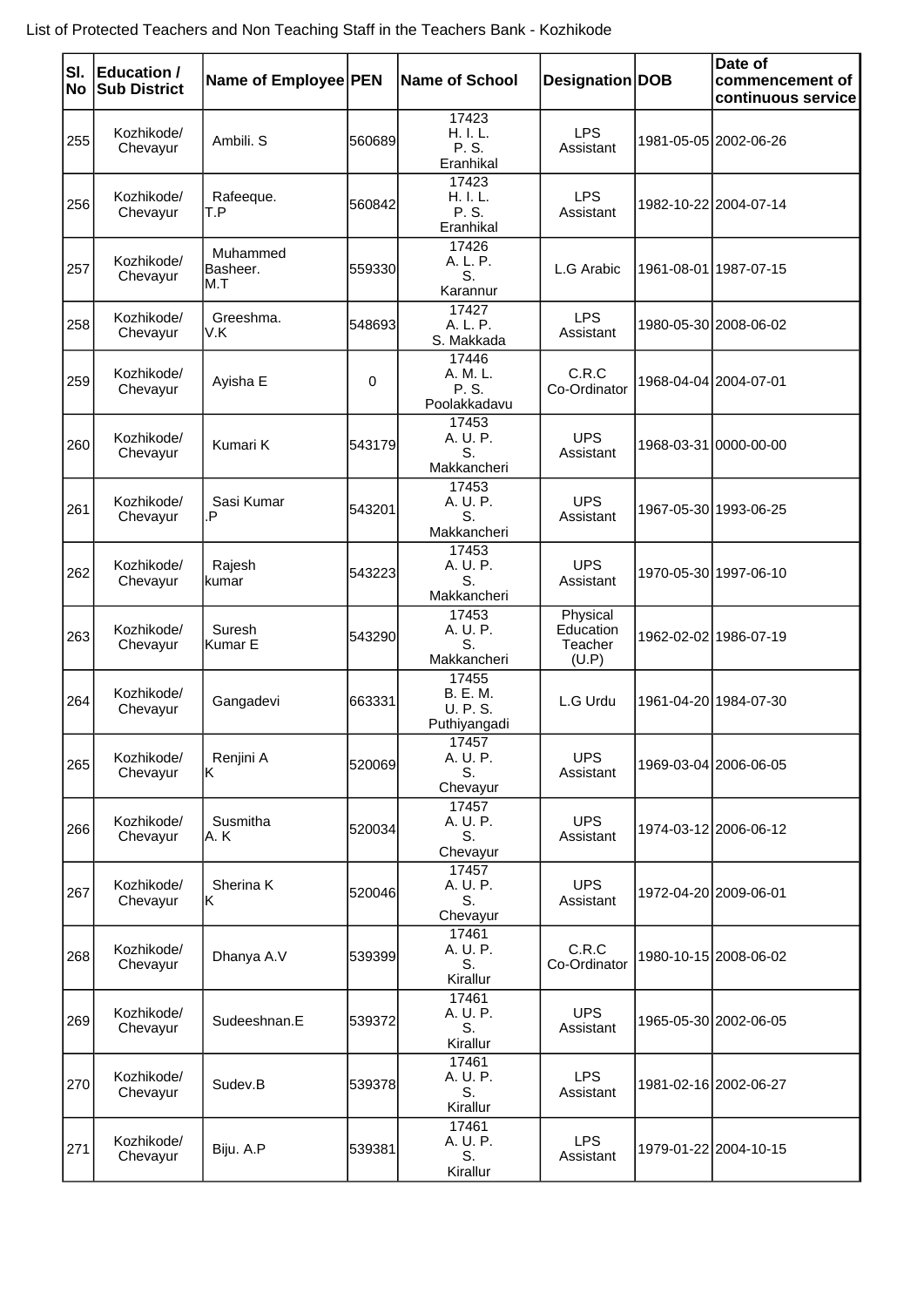List of Protected Teachers and Non Teaching Staff in the Teachers Bank - Kozhikode

| Sl. No | Education / Sub District | Name of Employee | PEN | Name of School | Designation | DOB | Date of commencement of continuous service |
|---|---|---|---|---|---|---|---|
| 255 | Kozhikode/ Chevayur | Ambili. S | 560689 | 17423 H. I. L. P. S. Eranhikal | LPS Assistant | 1981-05-05 | 2002-06-26 |
| 256 | Kozhikode/ Chevayur | Rafeeque. T.P | 560842 | 17423 H. I. L. P. S. Eranhikal | LPS Assistant | 1982-10-22 | 2004-07-14 |
| 257 | Kozhikode/ Chevayur | Muhammed Basheer. M.T | 559330 | 17426 A. L. P. S. Karannur | L.G Arabic | 1961-08-01 | 1987-07-15 |
| 258 | Kozhikode/ Chevayur | Greeshma. V.K | 548693 | 17427 A. L. P. S. Makkada | LPS Assistant | 1980-05-30 | 2008-06-02 |
| 259 | Kozhikode/ Chevayur | Ayisha E | 0 | 17446 A. M. L. P. S. Poolakkadavu | C.R.C Co-Ordinator | 1968-04-04 | 2004-07-01 |
| 260 | Kozhikode/ Chevayur | Kumari K | 543179 | 17453 A. U. P. S. Makkancheri | UPS Assistant | 1968-03-31 | 0000-00-00 |
| 261 | Kozhikode/ Chevayur | Sasi Kumar .P | 543201 | 17453 A. U. P. S. Makkancheri | UPS Assistant | 1967-05-30 | 1993-06-25 |
| 262 | Kozhikode/ Chevayur | Rajesh kumar | 543223 | 17453 A. U. P. S. Makkancheri | UPS Assistant | 1970-05-30 | 1997-06-10 |
| 263 | Kozhikode/ Chevayur | Suresh Kumar E | 543290 | 17453 A. U. P. S. Makkancheri | Physical Education Teacher (U.P) | 1962-02-02 | 1986-07-19 |
| 264 | Kozhikode/ Chevayur | Gangadevi | 663331 | 17455 B. E. M. U. P. S. Puthiyangadi | L.G Urdu | 1961-04-20 | 1984-07-30 |
| 265 | Kozhikode/ Chevayur | Renjini A K | 520069 | 17457 A. U. P. S. Chevayur | UPS Assistant | 1969-03-04 | 2006-06-05 |
| 266 | Kozhikode/ Chevayur | Susmitha A. K | 520034 | 17457 A. U. P. S. Chevayur | UPS Assistant | 1974-03-12 | 2006-06-12 |
| 267 | Kozhikode/ Chevayur | Sherina K K | 520046 | 17457 A. U. P. S. Chevayur | UPS Assistant | 1972-04-20 | 2009-06-01 |
| 268 | Kozhikode/ Chevayur | Dhanya A.V | 539399 | 17461 A. U. P. S. Kirallur | C.R.C Co-Ordinator | 1980-10-15 | 2008-06-02 |
| 269 | Kozhikode/ Chevayur | Sudeeshnan.E | 539372 | 17461 A. U. P. S. Kirallur | UPS Assistant | 1965-05-30 | 2002-06-05 |
| 270 | Kozhikode/ Chevayur | Sudev.B | 539378 | 17461 A. U. P. S. Kirallur | LPS Assistant | 1981-02-16 | 2002-06-27 |
| 271 | Kozhikode/ Chevayur | Biju. A.P | 539381 | 17461 A. U. P. S. Kirallur | LPS Assistant | 1979-01-22 | 2004-10-15 |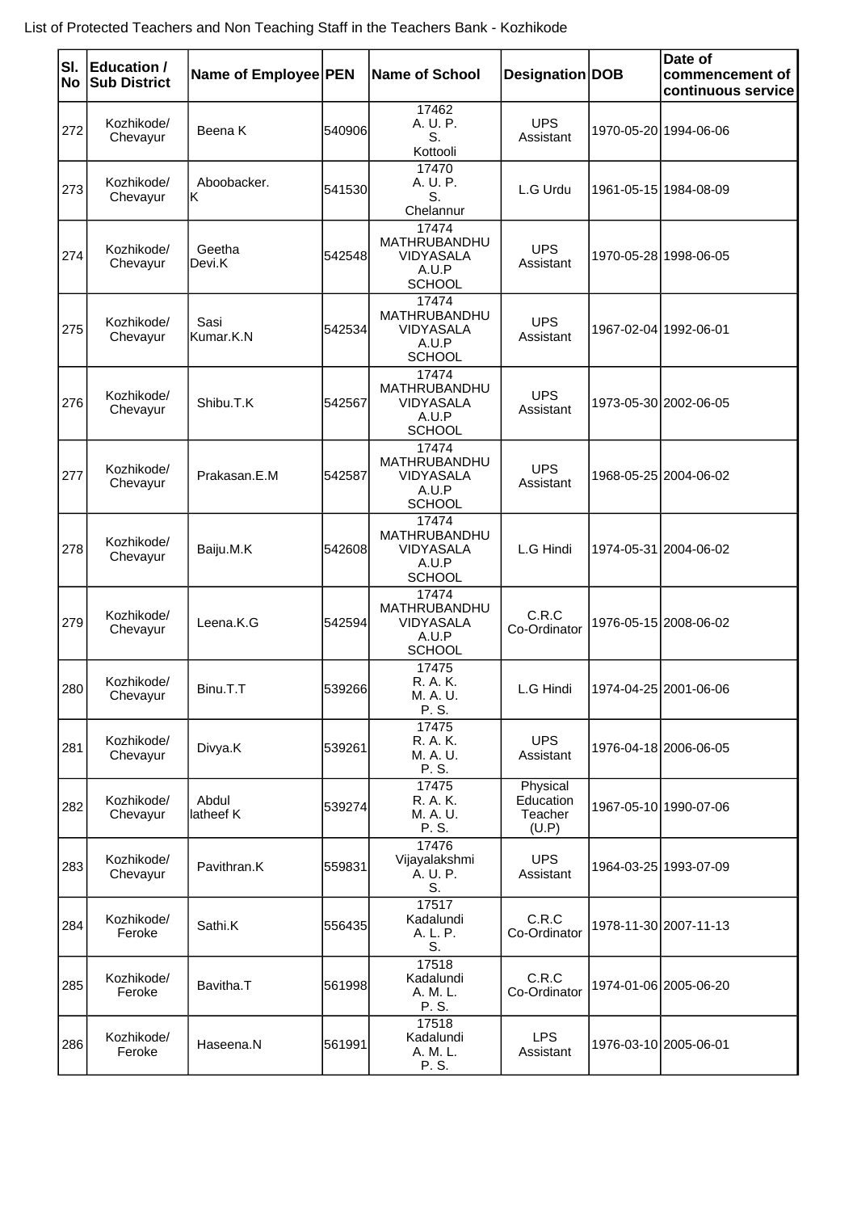List of Protected Teachers and Non Teaching Staff in the Teachers Bank - Kozhikode

| Sl. No | Education / Sub District | Name of Employee | PEN | Name of School | Designation | DOB | Date of commencement of continuous service |
|---|---|---|---|---|---|---|---|
| 272 | Kozhikode/ Chevayur | Beena K | 540906 | 17462 A. U. P. S. Kottooli | UPS Assistant | 1970-05-20 | 1994-06-06 |
| 273 | Kozhikode/ Chevayur | Aboobacker. K | 541530 | 17470 A. U. P. S. Chelannur | L.G Urdu | 1961-05-15 | 1984-08-09 |
| 274 | Kozhikode/ Chevayur | Geetha Devi.K | 542548 | 17474 MATHRUBANDHU VIDYASALA A.U.P SCHOOL | UPS Assistant | 1970-05-28 | 1998-06-05 |
| 275 | Kozhikode/ Chevayur | Sasi Kumar.K.N | 542534 | 17474 MATHRUBANDHU VIDYASALA A.U.P SCHOOL | UPS Assistant | 1967-02-04 | 1992-06-01 |
| 276 | Kozhikode/ Chevayur | Shibu.T.K | 542567 | 17474 MATHRUBANDHU VIDYASALA A.U.P SCHOOL | UPS Assistant | 1973-05-30 | 2002-06-05 |
| 277 | Kozhikode/ Chevayur | Prakasan.E.M | 542587 | 17474 MATHRUBANDHU VIDYASALA A.U.P SCHOOL | UPS Assistant | 1968-05-25 | 2004-06-02 |
| 278 | Kozhikode/ Chevayur | Baiju.M.K | 542608 | 17474 MATHRUBANDHU VIDYASALA A.U.P SCHOOL | L.G Hindi | 1974-05-31 | 2004-06-02 |
| 279 | Kozhikode/ Chevayur | Leena.K.G | 542594 | 17474 MATHRUBANDHU VIDYASALA A.U.P SCHOOL | C.R.C Co-Ordinator | 1976-05-15 | 2008-06-02 |
| 280 | Kozhikode/ Chevayur | Binu.T.T | 539266 | 17475 R. A. K. M. A. U. P. S. | L.G Hindi | 1974-04-25 | 2001-06-06 |
| 281 | Kozhikode/ Chevayur | Divya.K | 539261 | 17475 R. A. K. M. A. U. P. S. | UPS Assistant | 1976-04-18 | 2006-06-05 |
| 282 | Kozhikode/ Chevayur | Abdul latheef K | 539274 | 17475 R. A. K. M. A. U. P. S. | Physical Education Teacher (U.P) | 1967-05-10 | 1990-07-06 |
| 283 | Kozhikode/ Chevayur | Pavithran.K | 559831 | 17476 Vijayalakshmi A. U. P. S. | UPS Assistant | 1964-03-25 | 1993-07-09 |
| 284 | Kozhikode/ Feroke | Sathi.K | 556435 | 17517 Kadalundi A. L. P. S. | C.R.C Co-Ordinator | 1978-11-30 | 2007-11-13 |
| 285 | Kozhikode/ Feroke | Bavitha.T | 561998 | 17518 Kadalundi A. M. L. P. S. | C.R.C Co-Ordinator | 1974-01-06 | 2005-06-20 |
| 286 | Kozhikode/ Feroke | Haseena.N | 561991 | 17518 Kadalundi A. M. L. P. S. | LPS Assistant | 1976-03-10 | 2005-06-01 |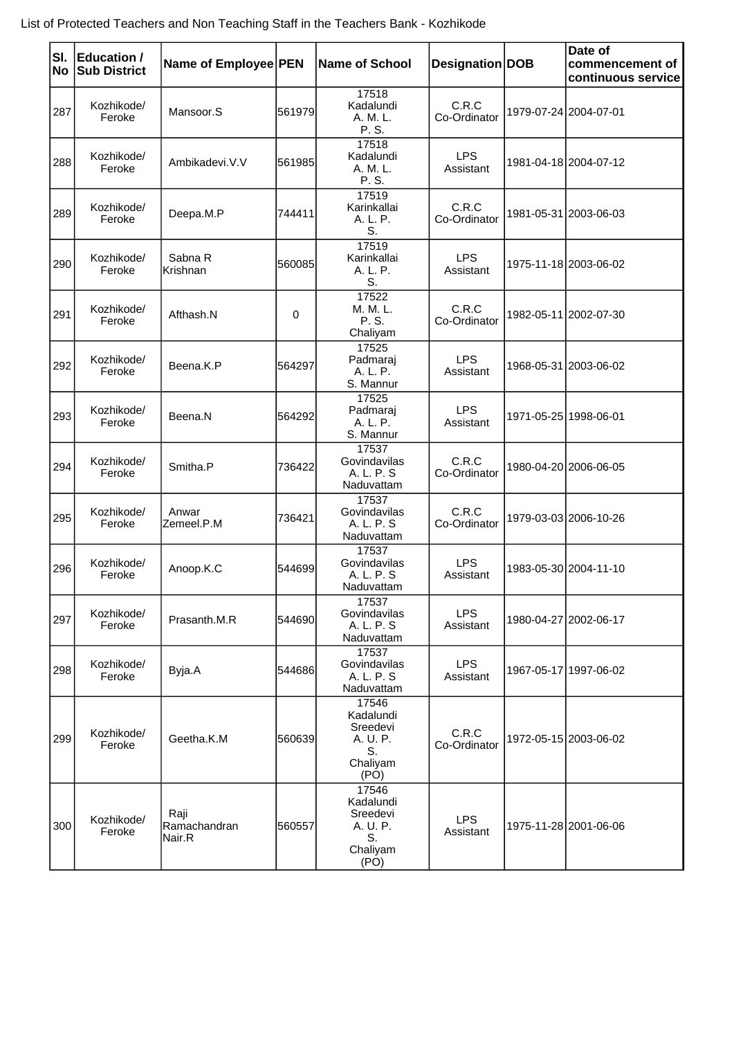List of Protected Teachers and Non Teaching Staff in the Teachers Bank - Kozhikode

| Sl. No | Education / Sub District | Name of Employee | PEN | Name of School | Designation | DOB | Date of commencement of continuous service |
|---|---|---|---|---|---|---|---|
| 287 | Kozhikode/ Feroke | Mansoor.S | 561979 | 17518 Kadalundi A. M. L. P. S. | C.R.C Co-Ordinator | 1979-07-24 | 2004-07-01 |
| 288 | Kozhikode/ Feroke | Ambikadevi.V.V | 561985 | 17518 Kadalundi A. M. L. P. S. | LPS Assistant | 1981-04-18 | 2004-07-12 |
| 289 | Kozhikode/ Feroke | Deepa.M.P | 744411 | 17519 Karinkallai A. L. P. S. | C.R.C Co-Ordinator | 1981-05-31 | 2003-06-03 |
| 290 | Kozhikode/ Feroke | Sabna R Krishnan | 560085 | 17519 Karinkallai A. L. P. S. | LPS Assistant | 1975-11-18 | 2003-06-02 |
| 291 | Kozhikode/ Feroke | Afthash.N | 0 | 17522 M. M. L. P. S. Chaliyam | C.R.C Co-Ordinator | 1982-05-11 | 2002-07-30 |
| 292 | Kozhikode/ Feroke | Beena.K.P | 564297 | 17525 Padmaraj A. L. P. S. Mannur | LPS Assistant | 1968-05-31 | 2003-06-02 |
| 293 | Kozhikode/ Feroke | Beena.N | 564292 | 17525 Padmaraj A. L. P. S. Mannur | LPS Assistant | 1971-05-25 | 1998-06-01 |
| 294 | Kozhikode/ Feroke | Smitha.P | 736422 | 17537 Govindavilas A. L. P. S Naduvattam | C.R.C Co-Ordinator | 1980-04-20 | 2006-06-05 |
| 295 | Kozhikode/ Feroke | Anwar Zemeel.P.M | 736421 | 17537 Govindavilas A. L. P. S Naduvattam | C.R.C Co-Ordinator | 1979-03-03 | 2006-10-26 |
| 296 | Kozhikode/ Feroke | Anoop.K.C | 544699 | 17537 Govindavilas A. L. P. S Naduvattam | LPS Assistant | 1983-05-30 | 2004-11-10 |
| 297 | Kozhikode/ Feroke | Prasanth.M.R | 544690 | 17537 Govindavilas A. L. P. S Naduvattam | LPS Assistant | 1980-04-27 | 2002-06-17 |
| 298 | Kozhikode/ Feroke | Byja.A | 544686 | 17537 Govindavilas A. L. P. S Naduvattam | LPS Assistant | 1967-05-17 | 1997-06-02 |
| 299 | Kozhikode/ Feroke | Geetha.K.M | 560639 | 17546 Kadalundi Sreedevi A. U. P. S. Chaliyam (PO) | C.R.C Co-Ordinator | 1972-05-15 | 2003-06-02 |
| 300 | Kozhikode/ Feroke | Raji Ramachandran Nair.R | 560557 | 17546 Kadalundi Sreedevi A. U. P. S. Chaliyam (PO) | LPS Assistant | 1975-11-28 | 2001-06-06 |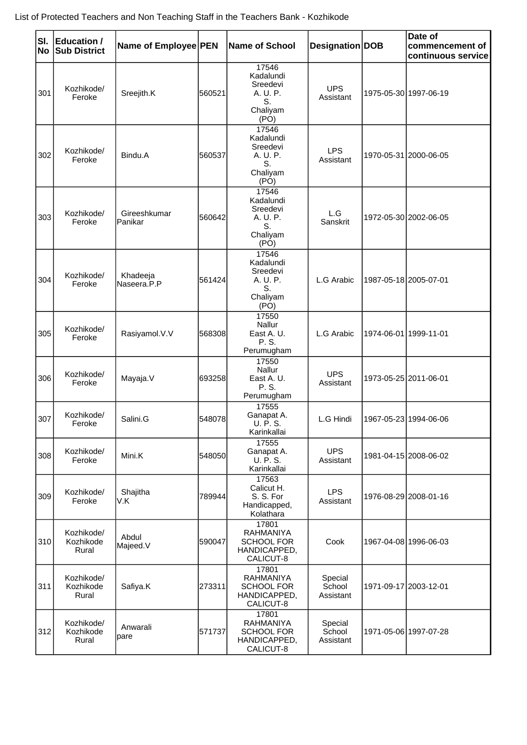List of Protected Teachers and Non Teaching Staff in the Teachers Bank - Kozhikode

| Sl. No | Education / Sub District | Name of Employee | PEN | Name of School | Designation | DOB | Date of commencement of continuous service |
|---|---|---|---|---|---|---|---|
| 301 | Kozhikode/ Feroke | Sreejith.K | 560521 | 17546 Kadalundi Sreedevi A. U. P. S. Chaliyam (PO) | UPS Assistant | 1975-05-30 | 1997-06-19 |
| 302 | Kozhikode/ Feroke | Bindu.A | 560537 | 17546 Kadalundi Sreedevi A. U. P. S. Chaliyam (PO) | LPS Assistant | 1970-05-31 | 2000-06-05 |
| 303 | Kozhikode/ Feroke | Gireeshkumar Panikar | 560642 | 17546 Kadalundi Sreedevi A. U. P. S. Chaliyam (PO) | L.G Sanskrit | 1972-05-30 | 2002-06-05 |
| 304 | Kozhikode/ Feroke | Khadeeja Naseera.P.P | 561424 | 17546 Kadalundi Sreedevi A. U. P. S. Chaliyam (PO) | L.G Arabic | 1987-05-18 | 2005-07-01 |
| 305 | Kozhikode/ Feroke | Rasiyamol.V.V | 568308 | 17550 Nallur East A. U. P. S. Perumugham | L.G Arabic | 1974-06-01 | 1999-11-01 |
| 306 | Kozhikode/ Feroke | Mayaja.V | 693258 | 17550 Nallur East A. U. P. S. Perumugham | UPS Assistant | 1973-05-25 | 2011-06-01 |
| 307 | Kozhikode/ Feroke | Salini.G | 548078 | 17555 Ganapat A. U. P. S. Karinkallai | L.G Hindi | 1967-05-23 | 1994-06-06 |
| 308 | Kozhikode/ Feroke | Mini.K | 548050 | 17555 Ganapat A. U. P. S. Karinkallai | UPS Assistant | 1981-04-15 | 2008-06-02 |
| 309 | Kozhikode/ Feroke | Shajitha V.K | 789944 | 17563 Calicut H. S. S. For Handicapped, Kolathara | LPS Assistant | 1976-08-29 | 2008-01-16 |
| 310 | Kozhikode/ Kozhikode Rural | Abdul Majeed.V | 590047 | 17801 RAHMANIYA SCHOOL FOR HANDICAPPED, CALICUT-8 | Cook | 1967-04-08 | 1996-06-03 |
| 311 | Kozhikode/ Kozhikode Rural | Safiya.K | 273311 | 17801 RAHMANIYA SCHOOL FOR HANDICAPPED, CALICUT-8 | Special School Assistant | 1971-09-17 | 2003-12-01 |
| 312 | Kozhikode/ Kozhikode Rural | Anwarali pare | 571737 | 17801 RAHMANIYA SCHOOL FOR HANDICAPPED, CALICUT-8 | Special School Assistant | 1971-05-06 | 1997-07-28 |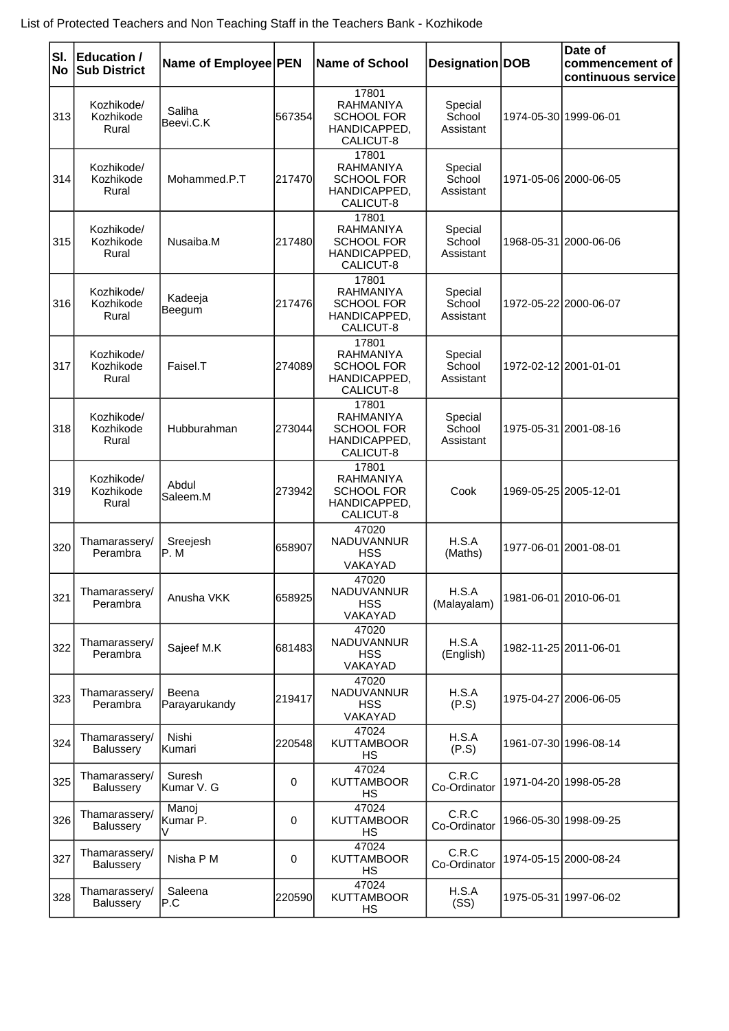List of Protected Teachers and Non Teaching Staff in the Teachers Bank - Kozhikode

| Sl. No | Education / Sub District | Name of Employee | PEN | Name of School | Designation | DOB | Date of commencement of continuous service |
|---|---|---|---|---|---|---|---|
| 313 | Kozhikode/ Kozhikode Rural | Saliha Beevi.C.K | 567354 | 17801 RAHMANIYA SCHOOL FOR HANDICAPPED, CALICUT-8 | Special School Assistant | 1974-05-30 | 1999-06-01 |
| 314 | Kozhikode/ Kozhikode Rural | Mohammed.P.T | 217470 | 17801 RAHMANIYA SCHOOL FOR HANDICAPPED, CALICUT-8 | Special School Assistant | 1971-05-06 | 2000-06-05 |
| 315 | Kozhikode/ Kozhikode Rural | Nusaiba.M | 217480 | 17801 RAHMANIYA SCHOOL FOR HANDICAPPED, CALICUT-8 | Special School Assistant | 1968-05-31 | 2000-06-06 |
| 316 | Kozhikode/ Kozhikode Rural | Kadeeja Beegum | 217476 | 17801 RAHMANIYA SCHOOL FOR HANDICAPPED, CALICUT-8 | Special School Assistant | 1972-05-22 | 2000-06-07 |
| 317 | Kozhikode/ Kozhikode Rural | Faisel.T | 274089 | 17801 RAHMANIYA SCHOOL FOR HANDICAPPED, CALICUT-8 | Special School Assistant | 1972-02-12 | 2001-01-01 |
| 318 | Kozhikode/ Kozhikode Rural | Hubburahman | 273044 | 17801 RAHMANIYA SCHOOL FOR HANDICAPPED, CALICUT-8 | Special School Assistant | 1975-05-31 | 2001-08-16 |
| 319 | Kozhikode/ Kozhikode Rural | Abdul Saleem.M | 273942 | 17801 RAHMANIYA SCHOOL FOR HANDICAPPED, CALICUT-8 | Cook | 1969-05-25 | 2005-12-01 |
| 320 | Thamarassery/ Perambra | Sreejesh P. M | 658907 | 47020 NADUVANNUR HSS VAKAYAD | H.S.A (Maths) | 1977-06-01 | 2001-08-01 |
| 321 | Thamarassery/ Perambra | Anusha VKK | 658925 | 47020 NADUVANNUR HSS VAKAYAD | H.S.A (Malayalam) | 1981-06-01 | 2010-06-01 |
| 322 | Thamarassery/ Perambra | Sajeef M.K | 681483 | 47020 NADUVANNUR HSS VAKAYAD | H.S.A (English) | 1982-11-25 | 2011-06-01 |
| 323 | Thamarassery/ Perambra | Beena Parayarukandy | 219417 | 47020 NADUVANNUR HSS VAKAYAD | H.S.A (P.S) | 1975-04-27 | 2006-06-05 |
| 324 | Thamarassery/ Balussery | Nishi Kumari | 220548 | 47024 KUTTAMBOOR HS | H.S.A (P.S) | 1961-07-30 | 1996-08-14 |
| 325 | Thamarassery/ Balussery | Suresh Kumar V. G | 0 | 47024 KUTTAMBOOR HS | C.R.C Co-Ordinator | 1971-04-20 | 1998-05-28 |
| 326 | Thamarassery/ Balussery | Manoj Kumar P. V | 0 | 47024 KUTTAMBOOR HS | C.R.C Co-Ordinator | 1966-05-30 | 1998-09-25 |
| 327 | Thamarassery/ Balussery | Nisha P M | 0 | 47024 KUTTAMBOOR HS | C.R.C Co-Ordinator | 1974-05-15 | 2000-08-24 |
| 328 | Thamarassery/ Balussery | Saleena P.C | 220590 | 47024 KUTTAMBOOR HS | H.S.A (SS) | 1975-05-31 | 1997-06-02 |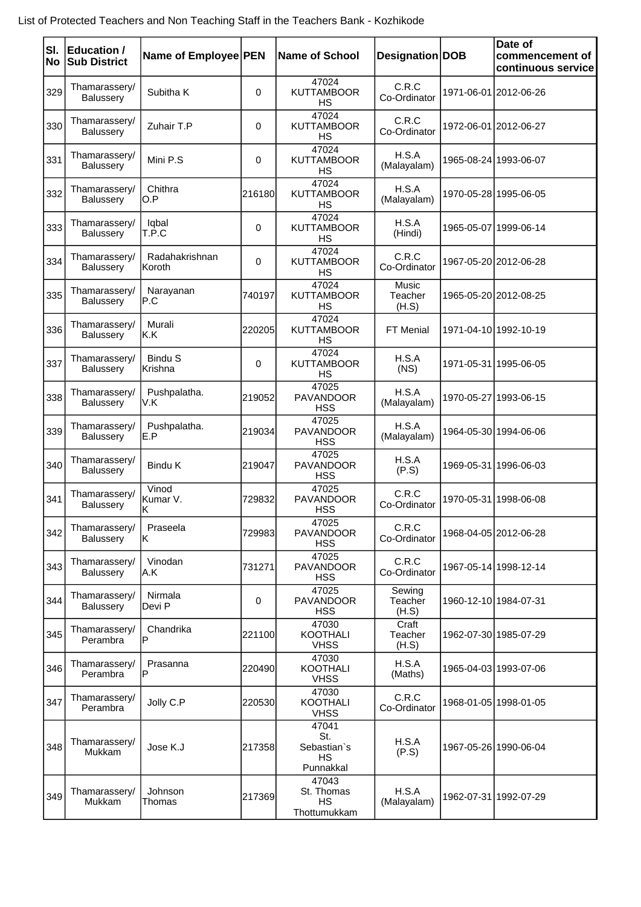List of Protected Teachers and Non Teaching Staff in the Teachers Bank - Kozhikode

| Sl. No | Education / Sub District | Name of Employee | PEN | Name of School | Designation | DOB | Date of commencement of continuous service |
|---|---|---|---|---|---|---|---|
| 329 | Thamarassery/ Balussery | Subitha K | 0 | 47024 KUTTAMBOOR HS | C.R.C Co-Ordinator | 1971-06-01 | 2012-06-26 |
| 330 | Thamarassery/ Balussery | Zuhair T.P | 0 | 47024 KUTTAMBOOR HS | C.R.C Co-Ordinator | 1972-06-01 | 2012-06-27 |
| 331 | Thamarassery/ Balussery | Mini P.S | 0 | 47024 KUTTAMBOOR HS | H.S.A (Malayalam) | 1965-08-24 | 1993-06-07 |
| 332 | Thamarassery/ Balussery | Chithra O.P | 216180 | 47024 KUTTAMBOOR HS | H.S.A (Malayalam) | 1970-05-28 | 1995-06-05 |
| 333 | Thamarassery/ Balussery | Iqbal T.P.C | 0 | 47024 KUTTAMBOOR HS | H.S.A (Hindi) | 1965-05-07 | 1999-06-14 |
| 334 | Thamarassery/ Balussery | Radahakrishnan Koroth | 0 | 47024 KUTTAMBOOR HS | C.R.C Co-Ordinator | 1967-05-20 | 2012-06-28 |
| 335 | Thamarassery/ Balussery | Narayanan P.C | 740197 | 47024 KUTTAMBOOR HS | Music Teacher (H.S) | 1965-05-20 | 2012-08-25 |
| 336 | Thamarassery/ Balussery | Murali K.K | 220205 | 47024 KUTTAMBOOR HS | FT Menial | 1971-04-10 | 1992-10-19 |
| 337 | Thamarassery/ Balussery | Bindu S Krishna | 0 | 47024 KUTTAMBOOR HS | H.S.A (NS) | 1971-05-31 | 1995-06-05 |
| 338 | Thamarassery/ Balussery | Pushpalatha. V.K | 219052 | 47025 PAVANDOOR HSS | H.S.A (Malayalam) | 1970-05-27 | 1993-06-15 |
| 339 | Thamarassery/ Balussery | Pushpalatha. E.P | 219034 | 47025 PAVANDOOR HSS | H.S.A (Malayalam) | 1964-05-30 | 1994-06-06 |
| 340 | Thamarassery/ Balussery | Bindu K | 219047 | 47025 PAVANDOOR HSS | H.S.A (P.S) | 1969-05-31 | 1996-06-03 |
| 341 | Thamarassery/ Balussery | Vinod Kumar V. K | 729832 | 47025 PAVANDOOR HSS | C.R.C Co-Ordinator | 1970-05-31 | 1998-06-08 |
| 342 | Thamarassery/ Balussery | Praseela K | 729983 | 47025 PAVANDOOR HSS | C.R.C Co-Ordinator | 1968-04-05 | 2012-06-28 |
| 343 | Thamarassery/ Balussery | Vinodan A.K | 731271 | 47025 PAVANDOOR HSS | C.R.C Co-Ordinator | 1967-05-14 | 1998-12-14 |
| 344 | Thamarassery/ Balussery | Nirmala Devi P | 0 | 47025 PAVANDOOR HSS | Sewing Teacher (H.S) | 1960-12-10 | 1984-07-31 |
| 345 | Thamarassery/ Perambra | Chandrika P | 221100 | 47030 KOOTHALI VHSS | Craft Teacher (H.S) | 1962-07-30 | 1985-07-29 |
| 346 | Thamarassery/ Perambra | Prasanna P | 220490 | 47030 KOOTHALI VHSS | H.S.A (Maths) | 1965-04-03 | 1993-07-06 |
| 347 | Thamarassery/ Perambra | Jolly C.P | 220530 | 47030 KOOTHALI VHSS | C.R.C Co-Ordinator | 1968-01-05 | 1998-01-05 |
| 348 | Thamarassery/ Mukkam | Jose K.J | 217358 | 47041 St. Sebastian`s HS Punnakkal | H.S.A (P.S) | 1967-05-26 | 1990-06-04 |
| 349 | Thamarassery/ Mukkam | Johnson Thomas | 217369 | 47043 St. Thomas HS Thottumukkam | H.S.A (Malayalam) | 1962-07-31 | 1992-07-29 |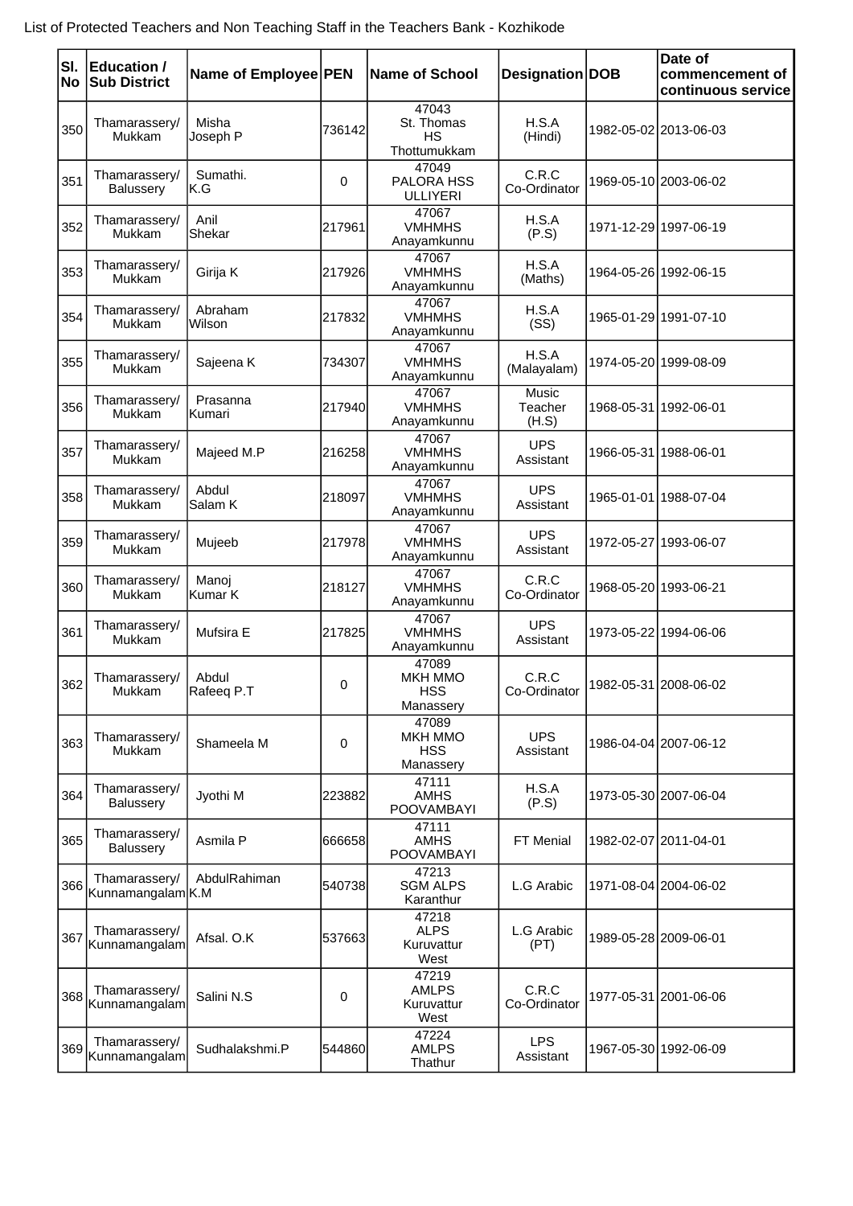List of Protected Teachers and Non Teaching Staff in the Teachers Bank - Kozhikode

| Sl. No | Education / Sub District | Name of Employee | PEN | Name of School | Designation | DOB | Date of commencement of continuous service |
|---|---|---|---|---|---|---|---|
| 350 | Thamarassery/ Mukkam | Misha Joseph P | 736142 | 47043 St. Thomas HS Thottumukkam | H.S.A (Hindi) | 1982-05-02 | 2013-06-03 |
| 351 | Thamarassery/ Balussery | Sumathi. K.G | 0 | 47049 PALORA HSS ULLIYERI | C.R.C Co-Ordinator | 1969-05-10 | 2003-06-02 |
| 352 | Thamarassery/ Mukkam | Anil Shekar | 217961 | 47067 VMHMHS Anayamkunnu | H.S.A (P.S) | 1971-12-29 | 1997-06-19 |
| 353 | Thamarassery/ Mukkam | Girija K | 217926 | 47067 VMHMHS Anayamkunnu | H.S.A (Maths) | 1964-05-26 | 1992-06-15 |
| 354 | Thamarassery/ Mukkam | Abraham Wilson | 217832 | 47067 VMHMHS Anayamkunnu | H.S.A (SS) | 1965-01-29 | 1991-07-10 |
| 355 | Thamarassery/ Mukkam | Sajeena K | 734307 | 47067 VMHMHS Anayamkunnu | H.S.A (Malayalam) | 1974-05-20 | 1999-08-09 |
| 356 | Thamarassery/ Mukkam | Prasanna Kumari | 217940 | 47067 VMHMHS Anayamkunnu | Music Teacher (H.S) | 1968-05-31 | 1992-06-01 |
| 357 | Thamarassery/ Mukkam | Majeed M.P | 216258 | 47067 VMHMHS Anayamkunnu | UPS Assistant | 1966-05-31 | 1988-06-01 |
| 358 | Thamarassery/ Mukkam | Abdul Salam K | 218097 | 47067 VMHMHS Anayamkunnu | UPS Assistant | 1965-01-01 | 1988-07-04 |
| 359 | Thamarassery/ Mukkam | Mujeeb | 217978 | 47067 VMHMHS Anayamkunnu | UPS Assistant | 1972-05-27 | 1993-06-07 |
| 360 | Thamarassery/ Mukkam | Manoj Kumar K | 218127 | 47067 VMHMHS Anayamkunnu | C.R.C Co-Ordinator | 1968-05-20 | 1993-06-21 |
| 361 | Thamarassery/ Mukkam | Mufsira E | 217825 | 47067 VMHMHS Anayamkunnu | UPS Assistant | 1973-05-22 | 1994-06-06 |
| 362 | Thamarassery/ Mukkam | Abdul Rafeeq P.T | 0 | 47089 MKH MMO HSS Manassery | C.R.C Co-Ordinator | 1982-05-31 | 2008-06-02 |
| 363 | Thamarassery/ Mukkam | Shameela M | 0 | 47089 MKH MMO HSS Manassery | UPS Assistant | 1986-04-04 | 2007-06-12 |
| 364 | Thamarassery/ Balussery | Jyothi M | 223882 | 47111 AMHS POOVAMBAYI | H.S.A (P.S) | 1973-05-30 | 2007-06-04 |
| 365 | Thamarassery/ Balussery | Asmila P | 666658 | 47111 AMHS POOVAMBAYI | FT Menial | 1982-02-07 | 2011-04-01 |
| 366 | Thamarassery/ Kunnamangalam | AbdulRahiman K.M | 540738 | 47213 SGM ALPS Karanthur | L.G Arabic | 1971-08-04 | 2004-06-02 |
| 367 | Thamarassery/ Kunnamangalam | Afsal. O.K | 537663 | 47218 ALPS Kuruvattur West | L.G Arabic (PT) | 1989-05-28 | 2009-06-01 |
| 368 | Thamarassery/ Kunnamangalam | Salini N.S | 0 | 47219 AMLPS Kuruvattur West | C.R.C Co-Ordinator | 1977-05-31 | 2001-06-06 |
| 369 | Thamarassery/ Kunnamangalam | Sudhalakshmi.P | 544860 | 47224 AMLPS Thathur | LPS Assistant | 1967-05-30 | 1992-06-09 |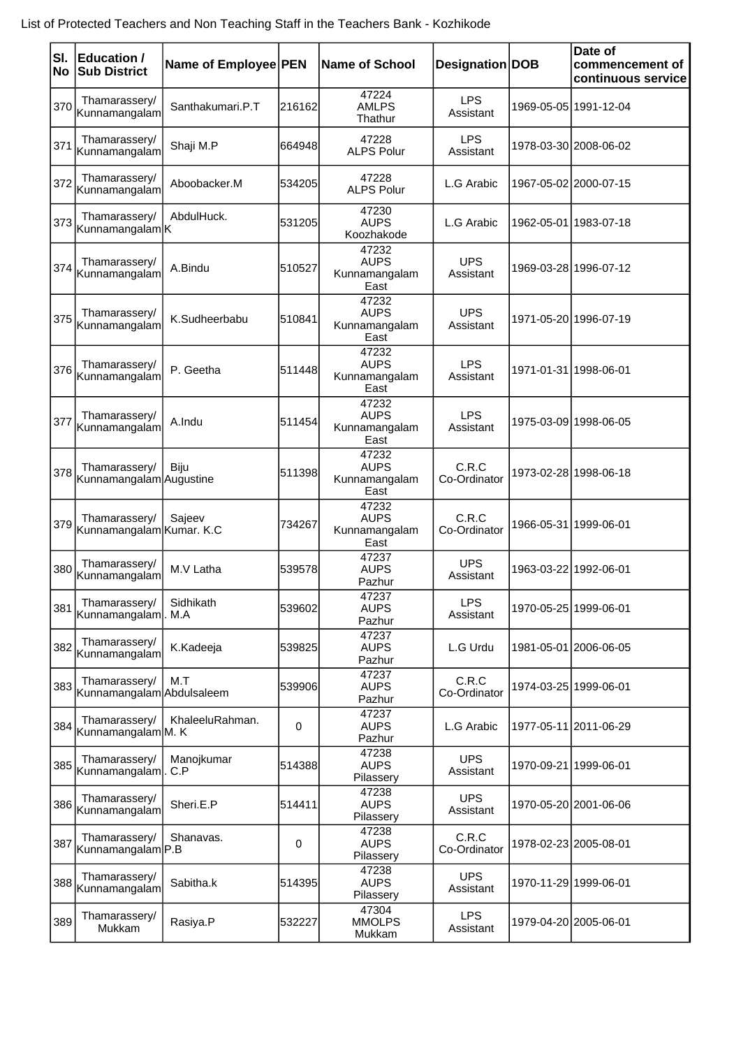List of Protected Teachers and Non Teaching Staff in the Teachers Bank - Kozhikode

| Sl. No | Education / Sub District | Name of Employee | PEN | Name of School | Designation | DOB | Date of commencement of continuous service |
|---|---|---|---|---|---|---|---|
| 370 | Thamarassery/ Kunnamangalam | Santhakumari.P.T | 216162 | 47224 AMLPS Thathur | LPS Assistant | 1969-05-05 | 1991-12-04 |
| 371 | Thamarassery/ Kunnamangalam | Shaji M.P | 664948 | 47228 ALPS Polur | LPS Assistant | 1978-03-30 | 2008-06-02 |
| 372 | Thamarassery/ Kunnamangalam | Aboobacker.M | 534205 | 47228 ALPS Polur | L.G Arabic | 1967-05-02 | 2000-07-15 |
| 373 | Thamarassery/ Kunnamangalam | AbdulHuck. K | 531205 | 47230 AUPS Koozhakode | L.G Arabic | 1962-05-01 | 1983-07-18 |
| 374 | Thamarassery/ Kunnamangalam | A.Bindu | 510527 | 47232 AUPS Kunnamangalam East | UPS Assistant | 1969-03-28 | 1996-07-12 |
| 375 | Thamarassery/ Kunnamangalam | K.Sudheerbabu | 510841 | 47232 AUPS Kunnamangalam East | UPS Assistant | 1971-05-20 | 1996-07-19 |
| 376 | Thamarassery/ Kunnamangalam | P. Geetha | 511448 | 47232 AUPS Kunnamangalam East | LPS Assistant | 1971-01-31 | 1998-06-01 |
| 377 | Thamarassery/ Kunnamangalam | A.Indu | 511454 | 47232 AUPS Kunnamangalam East | LPS Assistant | 1975-03-09 | 1998-06-05 |
| 378 | Thamarassery/ Kunnamangalam | Biju Augustine | 511398 | 47232 AUPS Kunnamangalam East | C.R.C Co-Ordinator | 1973-02-28 | 1998-06-18 |
| 379 | Thamarassery/ Kunnamangalam | Sajeev Kumar. K.C | 734267 | 47232 AUPS Kunnamangalam East | C.R.C Co-Ordinator | 1966-05-31 | 1999-06-01 |
| 380 | Thamarassery/ Kunnamangalam | M.V Latha | 539578 | 47237 AUPS Pazhur | UPS Assistant | 1963-03-22 | 1992-06-01 |
| 381 | Thamarassery/ Kunnamangalam | Sidhikath . M.A | 539602 | 47237 AUPS Pazhur | LPS Assistant | 1970-05-25 | 1999-06-01 |
| 382 | Thamarassery/ Kunnamangalam | K.Kadeeja | 539825 | 47237 AUPS Pazhur | L.G Urdu | 1981-05-01 | 2006-06-05 |
| 383 | Thamarassery/ Kunnamangalam | M.T Abdulsaleem | 539906 | 47237 AUPS Pazhur | C.R.C Co-Ordinator | 1974-03-25 | 1999-06-01 |
| 384 | Thamarassery/ Kunnamangalam | KhaleeluRahman. M. K | 0 | 47237 AUPS Pazhur | L.G Arabic | 1977-05-11 | 2011-06-29 |
| 385 | Thamarassery/ Kunnamangalam | Manojkumar . C.P | 514388 | 47238 AUPS Pilassery | UPS Assistant | 1970-09-21 | 1999-06-01 |
| 386 | Thamarassery/ Kunnamangalam | Sheri.E.P | 514411 | 47238 AUPS Pilassery | UPS Assistant | 1970-05-20 | 2001-06-06 |
| 387 | Thamarassery/ Kunnamangalam | Shanavas. P.B | 0 | 47238 AUPS Pilassery | C.R.C Co-Ordinator | 1978-02-23 | 2005-08-01 |
| 388 | Thamarassery/ Kunnamangalam | Sabitha.k | 514395 | 47238 AUPS Pilassery | UPS Assistant | 1970-11-29 | 1999-06-01 |
| 389 | Thamarassery/ Mukkam | Rasiya.P | 532227 | 47304 MMOLPS Mukkam | LPS Assistant | 1979-04-20 | 2005-06-01 |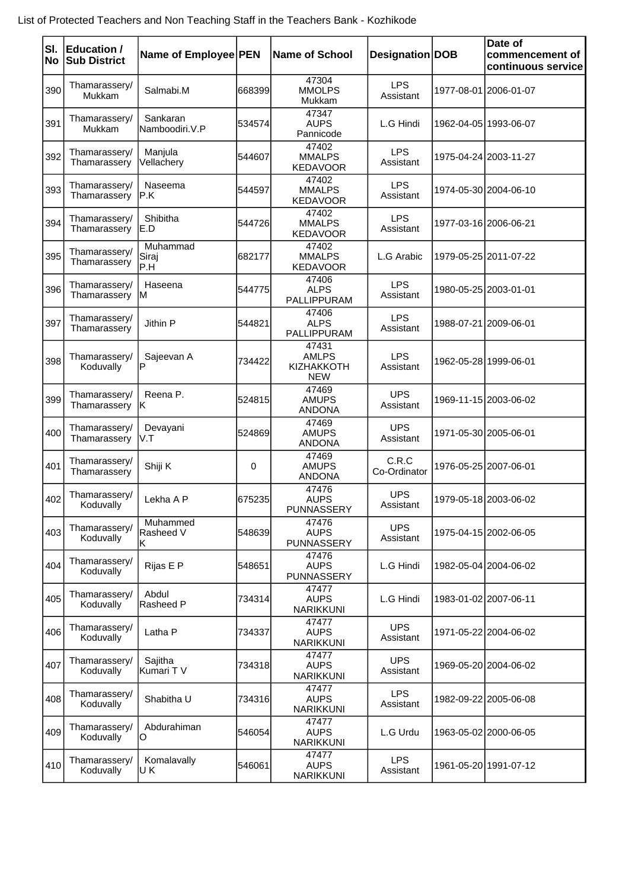List of Protected Teachers and Non Teaching Staff in the Teachers Bank - Kozhikode

| Sl. No | Education / Sub District | Name of Employee | PEN | Name of School | Designation | DOB | Date of commencement of continuous service |
|---|---|---|---|---|---|---|---|
| 390 | Thamarassery/ Mukkam | Salmabi.M | 668399 | 47304 MMOLPS Mukkam | LPS Assistant | 1977-08-01 | 2006-01-07 |
| 391 | Thamarassery/ Mukkam | Sankaran Namboodiri.V.P | 534574 | 47347 AUPS Pannicode | L.G Hindi | 1962-04-05 | 1993-06-07 |
| 392 | Thamarassery/ Thamarassery | Manjula Vellachery | 544607 | 47402 MMALPS KEDAVOOR | LPS Assistant | 1975-04-24 | 2003-11-27 |
| 393 | Thamarassery/ Thamarassery | Naseema P.K | 544597 | 47402 MMALPS KEDAVOOR | LPS Assistant | 1974-05-30 | 2004-06-10 |
| 394 | Thamarassery/ Thamarassery | Shibitha E.D | 544726 | 47402 MMALPS KEDAVOOR | LPS Assistant | 1977-03-16 | 2006-06-21 |
| 395 | Thamarassery/ Thamarassery | Muhammad Siraj P.H | 682177 | 47402 MMALPS KEDAVOOR | L.G Arabic | 1979-05-25 | 2011-07-22 |
| 396 | Thamarassery/ Thamarassery | Haseena M | 544775 | 47406 ALPS PALLIPPURAM | LPS Assistant | 1980-05-25 | 2003-01-01 |
| 397 | Thamarassery/ Thamarassery | Jithin P | 544821 | 47406 ALPS PALLIPPURAM | LPS Assistant | 1988-07-21 | 2009-06-01 |
| 398 | Thamarassery/ Koduvally | Sajeevan A P | 734422 | 47431 AMLPS KIZHAKKOTH NEW | LPS Assistant | 1962-05-28 | 1999-06-01 |
| 399 | Thamarassery/ Thamarassery | Reena P. K | 524815 | 47469 AMUPS ANDONA | UPS Assistant | 1969-11-15 | 2003-06-02 |
| 400 | Thamarassery/ Thamarassery | Devayani V.T | 524869 | 47469 AMUPS ANDONA | UPS Assistant | 1971-05-30 | 2005-06-01 |
| 401 | Thamarassery/ Thamarassery | Shiji K | 0 | 47469 AMUPS ANDONA | C.R.C Co-Ordinator | 1976-05-25 | 2007-06-01 |
| 402 | Thamarassery/ Koduvally | Lekha A P | 675235 | 47476 AUPS PUNNASSERY | UPS Assistant | 1979-05-18 | 2003-06-02 |
| 403 | Thamarassery/ Koduvally | Muhammed Rasheed V K | 548639 | 47476 AUPS PUNNASSERY | UPS Assistant | 1975-04-15 | 2002-06-05 |
| 404 | Thamarassery/ Koduvally | Rijas E P | 548651 | 47476 AUPS PUNNASSERY | L.G Hindi | 1982-05-04 | 2004-06-02 |
| 405 | Thamarassery/ Koduvally | Abdul Rasheed P | 734314 | 47477 AUPS NARIKKUNI | L.G Hindi | 1983-01-02 | 2007-06-11 |
| 406 | Thamarassery/ Koduvally | Latha P | 734337 | 47477 AUPS NARIKKUNI | UPS Assistant | 1971-05-22 | 2004-06-02 |
| 407 | Thamarassery/ Koduvally | Sajitha Kumari T V | 734318 | 47477 AUPS NARIKKUNI | UPS Assistant | 1969-05-20 | 2004-06-02 |
| 408 | Thamarassery/ Koduvally | Shabitha U | 734316 | 47477 AUPS NARIKKUNI | LPS Assistant | 1982-09-22 | 2005-06-08 |
| 409 | Thamarassery/ Koduvally | Abdurahiman O | 546054 | 47477 AUPS NARIKKUNI | L.G Urdu | 1963-05-02 | 2000-06-05 |
| 410 | Thamarassery/ Koduvally | Komalavally U K | 546061 | 47477 AUPS NARIKKUNI | LPS Assistant | 1961-05-20 | 1991-07-12 |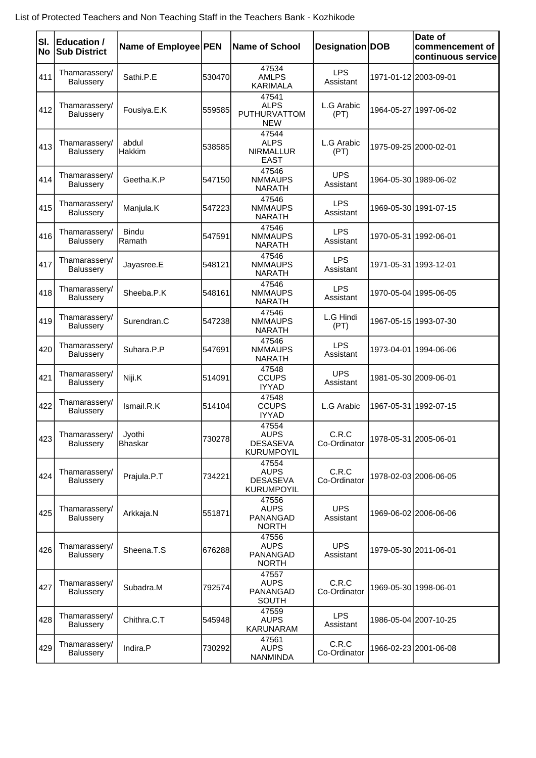List of Protected Teachers and Non Teaching Staff in the Teachers Bank - Kozhikode

| Sl. No | Education / Sub District | Name of Employee | PEN | Name of School | Designation | DOB | Date of commencement of continuous service |
|---|---|---|---|---|---|---|---|
| 411 | Thamarassery/ Balussery | Sathi.P.E | 530470 | 47534 AMLPS KARIMALA | LPS Assistant | 1971-01-12 | 2003-09-01 |
| 412 | Thamarassery/ Balussery | Fousiya.E.K | 559585 | 47541 ALPS PUTHURVATTOM NEW | L.G Arabic (PT) | 1964-05-27 | 1997-06-02 |
| 413 | Thamarassery/ Balussery | abdul Hakkim | 538585 | 47544 ALPS NIRMALLUR EAST | L.G Arabic (PT) | 1975-09-25 | 2000-02-01 |
| 414 | Thamarassery/ Balussery | Geetha.K.P | 547150 | 47546 NMMAUPS NARATH | UPS Assistant | 1964-05-30 | 1989-06-02 |
| 415 | Thamarassery/ Balussery | Manjula.K | 547223 | 47546 NMMAUPS NARATH | LPS Assistant | 1969-05-30 | 1991-07-15 |
| 416 | Thamarassery/ Balussery | Bindu Ramath | 547591 | 47546 NMMAUPS NARATH | LPS Assistant | 1970-05-31 | 1992-06-01 |
| 417 | Thamarassery/ Balussery | Jayasree.E | 548121 | 47546 NMMAUPS NARATH | LPS Assistant | 1971-05-31 | 1993-12-01 |
| 418 | Thamarassery/ Balussery | Sheeba.P.K | 548161 | 47546 NMMAUPS NARATH | LPS Assistant | 1970-05-04 | 1995-06-05 |
| 419 | Thamarassery/ Balussery | Surendran.C | 547238 | 47546 NMMAUPS NARATH | L.G Hindi (PT) | 1967-05-15 | 1993-07-30 |
| 420 | Thamarassery/ Balussery | Suhara.P.P | 547691 | 47546 NMMAUPS NARATH | LPS Assistant | 1973-04-01 | 1994-06-06 |
| 421 | Thamarassery/ Balussery | Niji.K | 514091 | 47548 CCUPS IYYAD | UPS Assistant | 1981-05-30 | 2009-06-01 |
| 422 | Thamarassery/ Balussery | Ismail.R.K | 514104 | 47548 CCUPS IYYAD | L.G Arabic | 1967-05-31 | 1992-07-15 |
| 423 | Thamarassery/ Balussery | Jyothi Bhaskar | 730278 | 47554 AUPS DESASEVA KURUMPOYIL | C.R.C Co-Ordinator | 1978-05-31 | 2005-06-01 |
| 424 | Thamarassery/ Balussery | Prajula.P.T | 734221 | 47554 AUPS DESASEVA KURUMPOYIL | C.R.C Co-Ordinator | 1978-02-03 | 2006-06-05 |
| 425 | Thamarassery/ Balussery | Arkkaja.N | 551871 | 47556 AUPS PANANGAD NORTH | UPS Assistant | 1969-06-02 | 2006-06-06 |
| 426 | Thamarassery/ Balussery | Sheena.T.S | 676288 | 47556 AUPS PANANGAD NORTH | UPS Assistant | 1979-05-30 | 2011-06-01 |
| 427 | Thamarassery/ Balussery | Subadra.M | 792574 | 47557 AUPS PANANGAD SOUTH | C.R.C Co-Ordinator | 1969-05-30 | 1998-06-01 |
| 428 | Thamarassery/ Balussery | Chithra.C.T | 545948 | 47559 AUPS KARUNARAM | LPS Assistant | 1986-05-04 | 2007-10-25 |
| 429 | Thamarassery/ Balussery | Indira.P | 730292 | 47561 AUPS NANMINDA | C.R.C Co-Ordinator | 1966-02-23 | 2001-06-08 |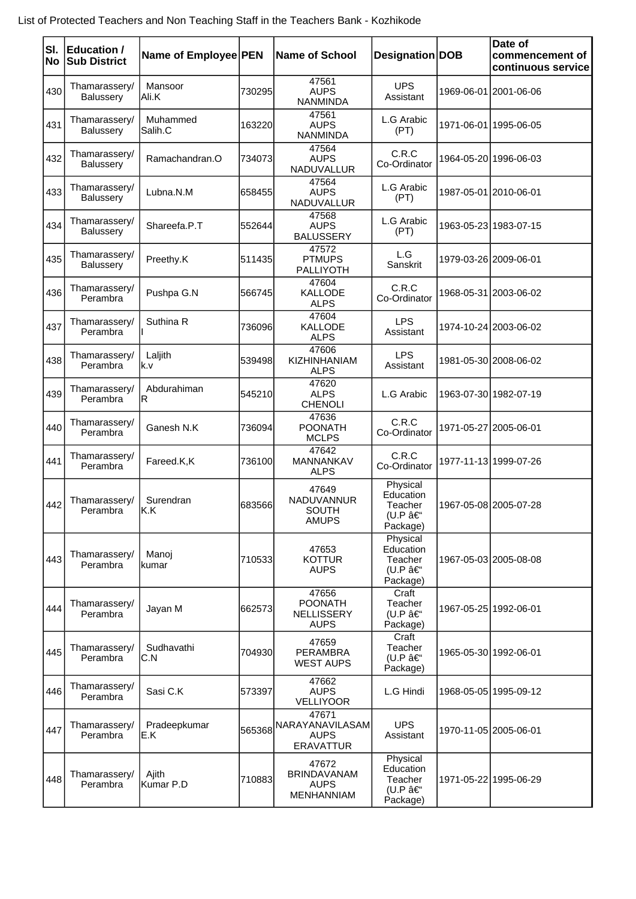List of Protected Teachers and Non Teaching Staff in the Teachers Bank - Kozhikode

| Sl. No | Education / Sub District | Name of Employee | PEN | Name of School | Designation | DOB | Date of commencement of continuous service |
|---|---|---|---|---|---|---|---|
| 430 | Thamarassery/ Balussery | Mansoor Ali.K | 730295 | 47561 AUPS NANMINDA | UPS Assistant | 1969-06-01 | 2001-06-06 |
| 431 | Thamarassery/ Balussery | Muhammed Salih.C | 163220 | 47561 AUPS NANMINDA | L.G Arabic (PT) | 1971-06-01 | 1995-06-05 |
| 432 | Thamarassery/ Balussery | Ramachandran.O | 734073 | 47564 AUPS NADUVALLUR | C.R.C Co-Ordinator | 1964-05-20 | 1996-06-03 |
| 433 | Thamarassery/ Balussery | Lubna.N.M | 658455 | 47564 AUPS NADUVALLUR | L.G Arabic (PT) | 1987-05-01 | 2010-06-01 |
| 434 | Thamarassery/ Balussery | Shareefa.P.T | 552644 | 47568 AUPS BALUSSERY | L.G Arabic (PT) | 1963-05-23 | 1983-07-15 |
| 435 | Thamarassery/ Balussery | Preethy.K | 511435 | 47572 PTMUPS PALLIYOTH | L.G Sanskrit | 1979-03-26 | 2009-06-01 |
| 436 | Thamarassery/ Perambra | Pushpa G.N | 566745 | 47604 KALLODE ALPS | C.R.C Co-Ordinator | 1968-05-31 | 2003-06-02 |
| 437 | Thamarassery/ Perambra | Suthina R I | 736096 | 47604 KALLODE ALPS | LPS Assistant | 1974-10-24 | 2003-06-02 |
| 438 | Thamarassery/ Perambra | Laljith k.v | 539498 | 47606 KIZHINHANIAM ALPS | LPS Assistant | 1981-05-30 | 2008-06-02 |
| 439 | Thamarassery/ Perambra | Abdurahiman R | 545210 | 47620 ALPS CHENOLI | L.G Arabic | 1963-07-30 | 1982-07-19 |
| 440 | Thamarassery/ Perambra | Ganesh N.K | 736094 | 47636 POONATH MCLPS | C.R.C Co-Ordinator | 1971-05-27 | 2005-06-01 |
| 441 | Thamarassery/ Perambra | Fareed.K,K | 736100 | 47642 MANNANKAV ALPS | C.R.C Co-Ordinator | 1977-11-13 | 1999-07-26 |
| 442 | Thamarassery/ Perambra | Surendran K.K | 683566 | 47649 NADUVANNUR SOUTH AMUPS | Physical Education Teacher (U.P â€“ Package) | 1967-05-08 | 2005-07-28 |
| 443 | Thamarassery/ Perambra | Manoj kumar | 710533 | 47653 KOTTUR AUPS | Physical Education Teacher (U.P â€“ Package) | 1967-05-03 | 2005-08-08 |
| 444 | Thamarassery/ Perambra | Jayan M | 662573 | 47656 POONATH NELLISSERY AUPS | Craft Teacher (U.P â€“ Package) | 1967-05-25 | 1992-06-01 |
| 445 | Thamarassery/ Perambra | Sudhavathi C.N | 704930 | 47659 PERAMBRA WEST AUPS | Craft Teacher (U.P â€“ Package) | 1965-05-30 | 1992-06-01 |
| 446 | Thamarassery/ Perambra | Sasi C.K | 573397 | 47662 AUPS VELLIYOOR | L.G Hindi | 1968-05-05 | 1995-09-12 |
| 447 | Thamarassery/ Perambra | Pradeepkumar E.K | 565368 | 47671 NARAYANAVILASAM AUPS ERAVATTUR | UPS Assistant | 1970-11-05 | 2005-06-01 |
| 448 | Thamarassery/ Perambra | Ajith Kumar P.D | 710883 | 47672 BRINDAVANAM AUPS MENHANNIAM | Physical Education Teacher (U.P â€“ Package) | 1971-05-22 | 1995-06-29 |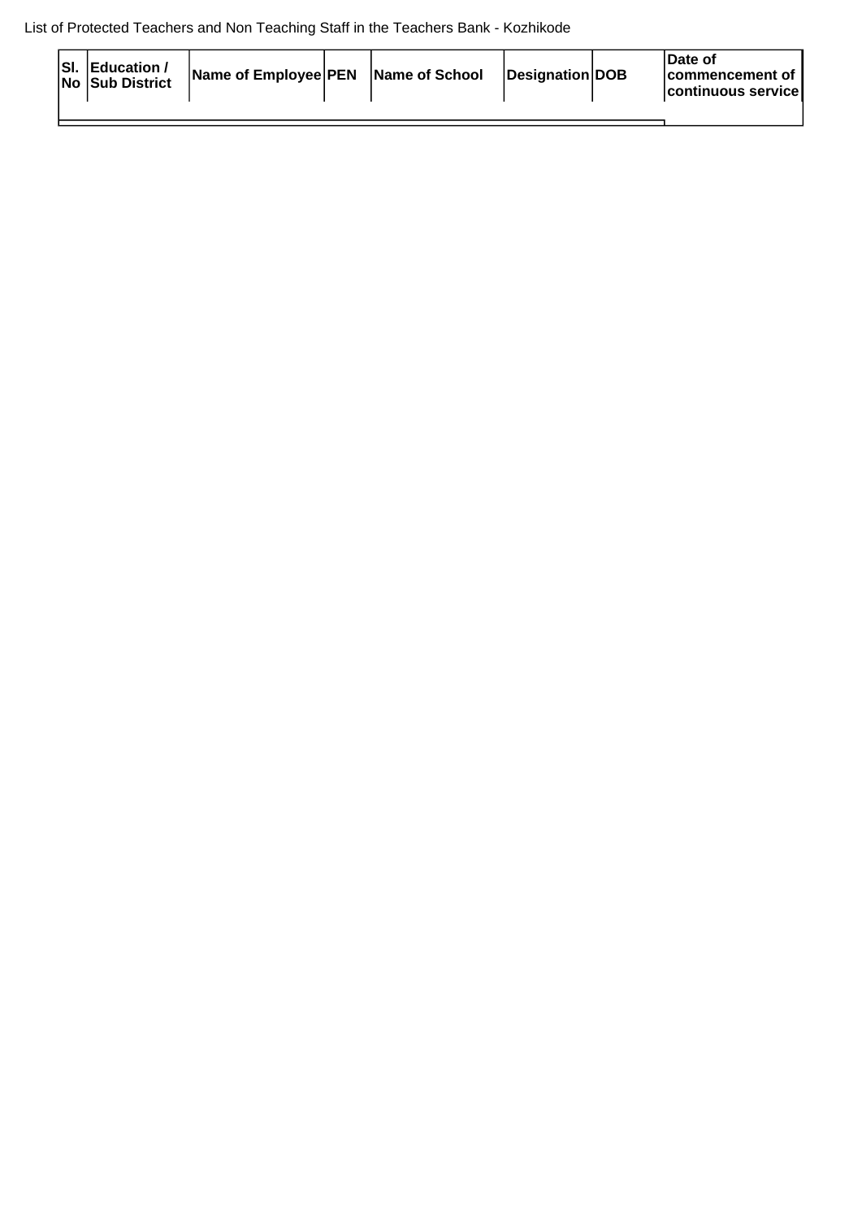List of Protected Teachers and Non Teaching Staff in the Teachers Bank - Kozhikode

| Sl. No | Education / Sub District | Name of Employee | PEN | Name of School | Designation | DOB | Date of commencement of continuous service |
|---|---|---|---|---|---|---|---|